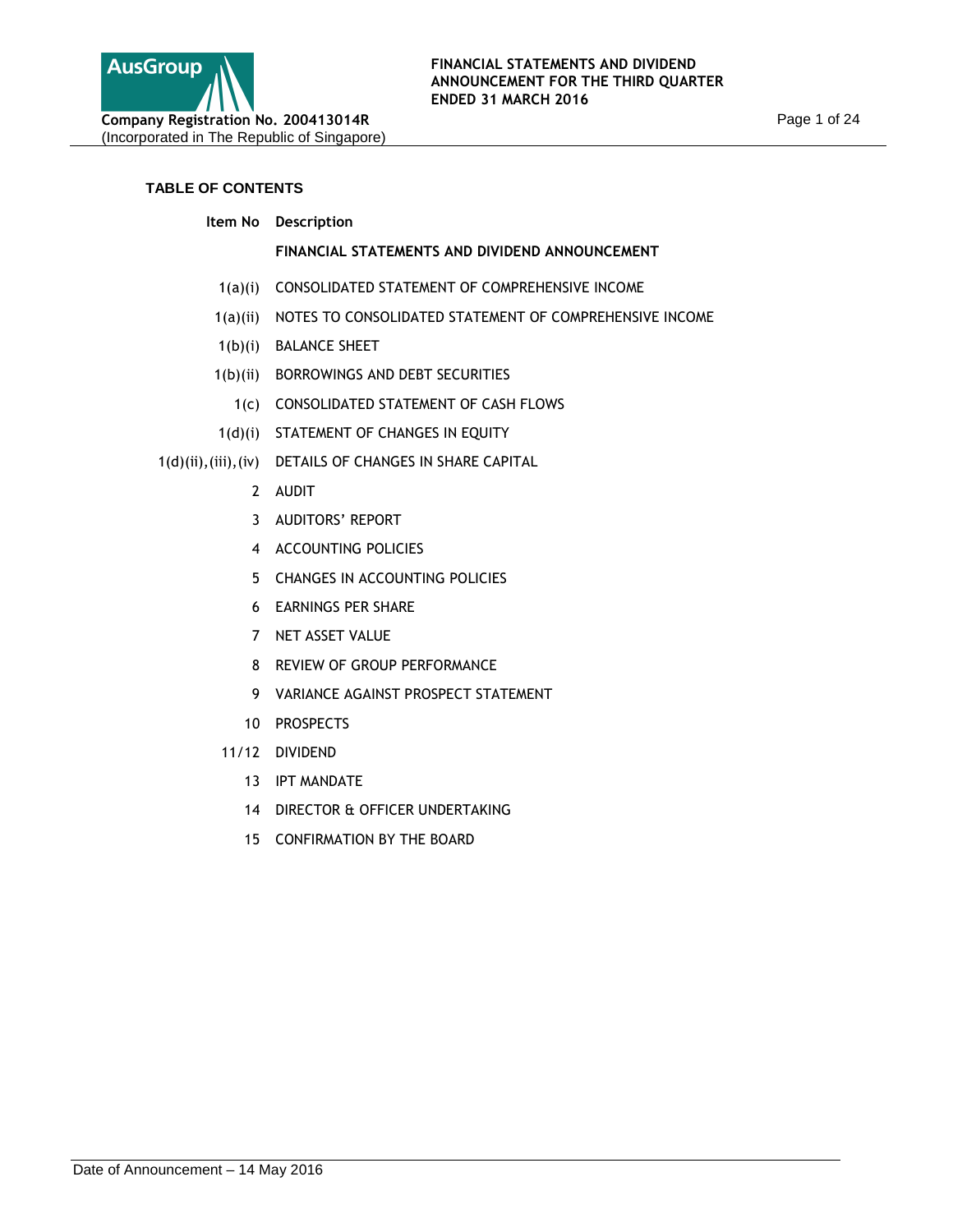AusGroup

**Company Registration No. 200413014R**
(Incorporated in The Republic of Singapore)

**FINANCIAL STATEMENTS AND DIVIDEND ANNOUNCEMENT FOR THE THIRD QUARTER ENDED 31 MARCH 2016**

**TABLE OF CONTENTS**

| Item No | Description |
|---|---|
| | **FINANCIAL STATEMENTS AND DIVIDEND ANNOUNCEMENT** |
| 1(a)(i) | CONSOLIDATED STATEMENT OF COMPREHENSIVE INCOME |
| 1(a)(ii) | NOTES TO CONSOLIDATED STATEMENT OF COMPREHENSIVE INCOME |
| 1(b)(i) | BALANCE SHEET |
| 1(b)(ii) | BORROWINGS AND DEBT SECURITIES |
| 1(c) | CONSOLIDATED STATEMENT OF CASH FLOWS |
| 1(d)(i) | STATEMENT OF CHANGES IN EQUITY |
| 1(d)(ii),(iii),(iv) | DETAILS OF CHANGES IN SHARE CAPITAL |
| 2 | AUDIT |
| 3 | AUDITORS' REPORT |
| 4 | ACCOUNTING POLICIES |
| 5 | CHANGES IN ACCOUNTING POLICIES |
| 6 | EARNINGS PER SHARE |
| 7 | NET ASSET VALUE |
| 8 | REVIEW OF GROUP PERFORMANCE |
| 9 | VARIANCE AGAINST PROSPECT STATEMENT |
| 10 | PROSPECTS |
| 11/12 | DIVIDEND |
| 13 | IPT MANDATE |
| 14 | DIRECTOR & OFFICER UNDERTAKING |
| 15 | CONFIRMATION BY THE BOARD |

Date of Announcement – 14 May 2016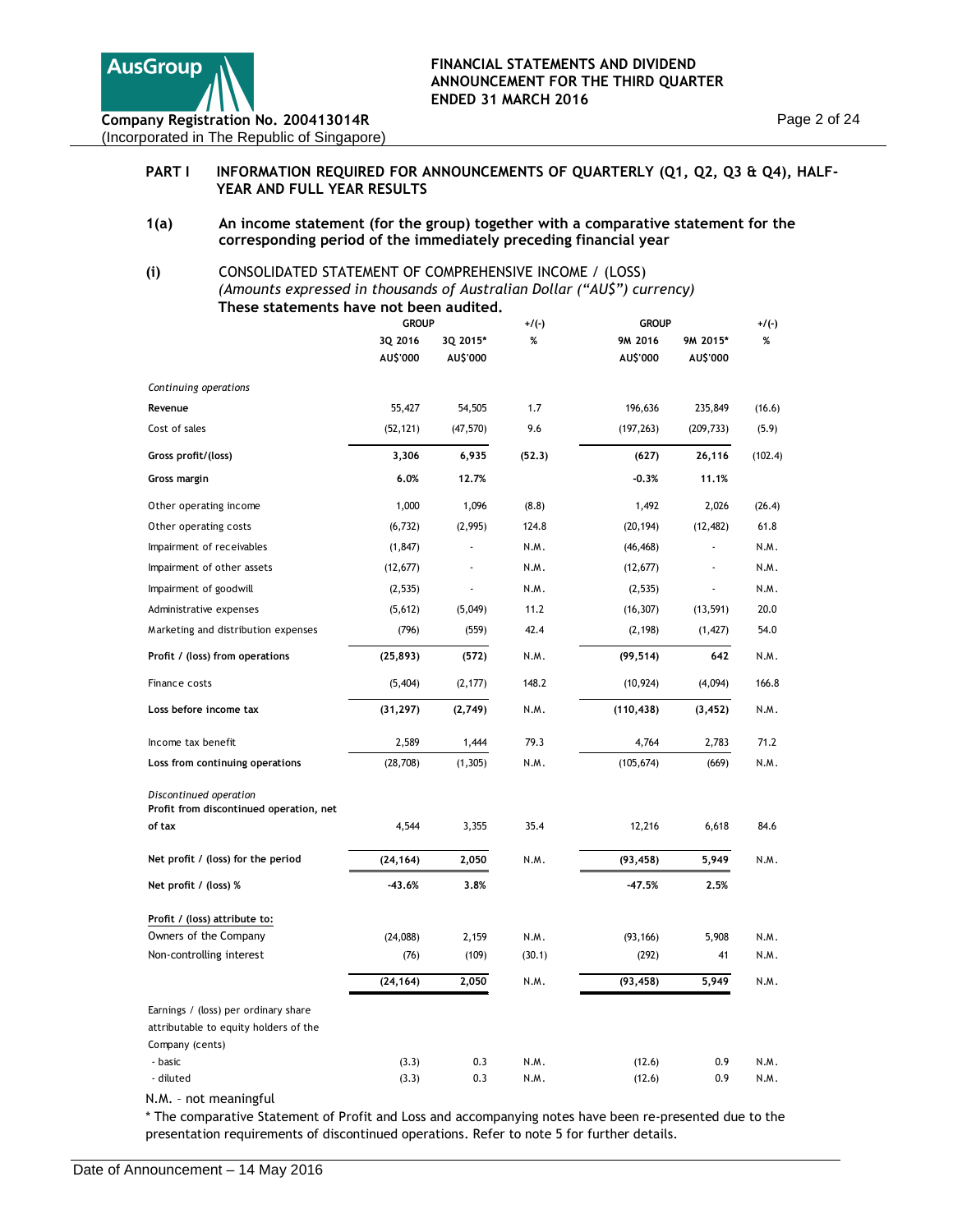**PART I INFORMATION REQUIRED FOR ANNOUNCEMENTS OF QUARTERLY (Q1, Q2, Q3 & Q4), HALF-YEAR AND FULL YEAR RESULTS**

**1(a) An income statement (for the group) together with a comparative statement for the corresponding period of the immediately preceding financial year**

**(i)** CONSOLIDATED STATEMENT OF COMPREHENSIVE INCOME / (LOSS)
*(Amounts expressed in thousands of Australian Dollar ("AU$") currency)*
**These statements have not been audited.**

| | GROUP | | +/(-) | GROUP | | +/(-) |
|---|---|---|---|---|---|---|
| | 3Q 2016 | 3Q 2015* | % | 9M 2016 | 9M 2015* | % |
| | AU$'000 | AU$'000 | | AU$'000 | AU$'000 | |
| *Continuing operations* | | | | | | |
| Revenue | 55,427 | 54,505 | 1.7 | 196,636 | 235,849 | (16.6) |
| Cost of sales | (52,121) | (47,570) | 9.6 | (197,263) | (209,733) | (5.9) |
| **Gross profit/(loss)** | **3,306** | **6,935** | **(52.3)** | **(627)** | **26,116** | (102.4) |
| **Gross margin** | **6.0%** | **12.7%** | | **-0.3%** | **11.1%** | |
| Other operating income | 1,000 | 1,096 | (8.8) | 1,492 | 2,026 | (26.4) |
| Other operating costs | (6,732) | (2,995) | 124.8 | (20,194) | (12,482) | 61.8 |
| Impairment of receivables | (1,847) | - | N.M. | (46,468) | - | N.M. |
| Impairment of other assets | (12,677) | - | N.M. | (12,677) | - | N.M. |
| Impairment of goodwill | (2,535) | - | N.M. | (2,535) | - | N.M. |
| Administrative expenses | (5,612) | (5,049) | 11.2 | (16,307) | (13,591) | 20.0 |
| Marketing and distribution expenses | (796) | (559) | 42.4 | (2,198) | (1,427) | 54.0 |
| **Profit / (loss) from operations** | **(25,893)** | **(572)** | N.M. | **(99,514)** | **642** | N.M. |
| Finance costs | (5,404) | (2,177) | 148.2 | (10,924) | (4,094) | 166.8 |
| **Loss before income tax** | **(31,297)** | **(2,749)** | N.M. | **(110,438)** | **(3,452)** | N.M. |
| Income tax benefit | 2,589 | 1,444 | 79.3 | 4,764 | 2,783 | 71.2 |
| **Loss from continuing operations** | (28,708) | (1,305) | N.M. | (105,674) | (669) | N.M. |
| *Discontinued operation* | | | | | | |
| **Profit from discontinued operation, net of tax** | 4,544 | 3,355 | 35.4 | 12,216 | 6,618 | 84.6 |
| **Net profit / (loss) for the period** | **(24,164)** | **2,050** | N.M. | **(93,458)** | **5,949** | N.M. |
| **Net profit / (loss) %** | **-43.6%** | **3.8%** | | **-47.5%** | **2.5%** | |
| **Profit / (loss) attribute to:** | | | | | | |
| Owners of the Company | (24,088) | 2,159 | N.M. | (93,166) | 5,908 | N.M. |
| Non-controlling interest | (76) | (109) | (30.1) | (292) | 41 | N.M. |
| | **(24,164)** | **2,050** | N.M. | **(93,458)** | **5,949** | N.M. |
| Earnings / (loss) per ordinary share attributable to equity holders of the Company (cents) | | | | | | |
| - basic | (3.3) | 0.3 | N.M. | (12.6) | 0.9 | N.M. |
| - diluted | (3.3) | 0.3 | N.M. | (12.6) | 0.9 | N.M. |

N.M. – not meaningful

* The comparative Statement of Profit and Loss and accompanying notes have been re-presented due to the presentation requirements of discontinued operations. Refer to note 5 for further details.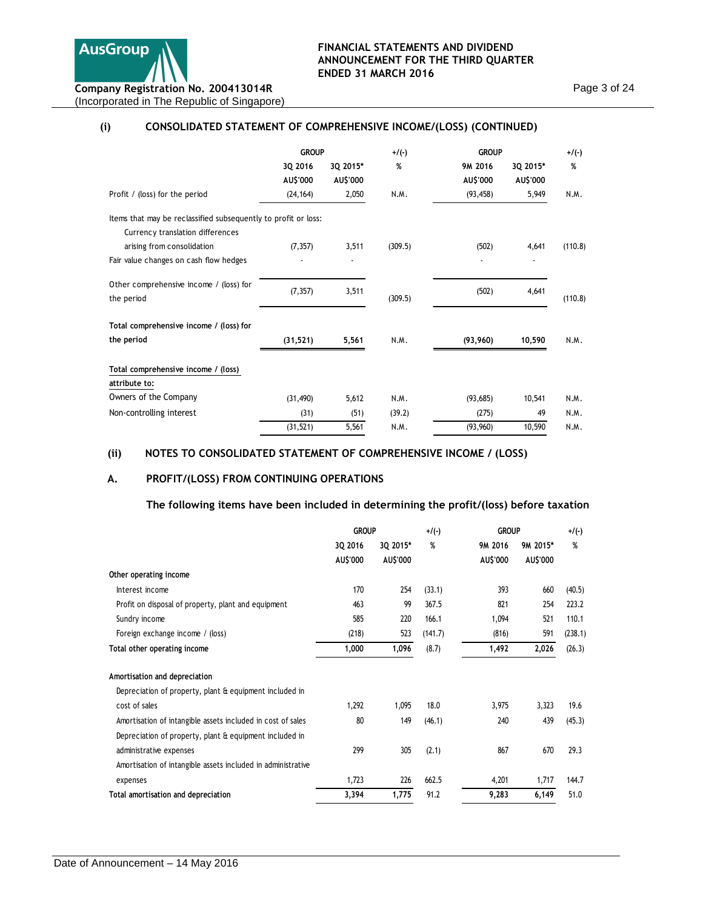## (i) CONSOLIDATED STATEMENT OF COMPREHENSIVE INCOME/(LOSS) (CONTINUED)

| | GROUP | | +/(-) | GROUP | | +/(-) |
|---|---|---|---|---|---|---|
| | 3Q 2016 | 3Q 2015* | % | 9M 2016 | 3Q 2015* | % |
| | AU$'000 | AU$'000 | | AU$'000 | AU$'000 | |
| Profit / (loss) for the period | (24,164) | 2,050 | N.M. | (93,458) | 5,949 | N.M. |
| Items that may be reclassified subsequently to profit or loss: | | | | | | |
| Currency translation differences arising from consolidation | (7,357) | 3,511 | (309.5) | (502) | 4,641 | (110.8) |
| Fair value changes on cash flow hedges | - | - | | - | - | |
| Other comprehensive income / (loss) for the period | (7,357) | 3,511 | (309.5) | (502) | 4,641 | (110.8) |
| **Total comprehensive income / (loss) for the period** | **(31,521)** | **5,561** | N.M. | **(93,960)** | **10,590** | N.M. |
| **Total comprehensive income / (loss) attribute to:** | | | | | | |
| Owners of the Company | (31,490) | 5,612 | N.M. | (93,685) | 10,541 | N.M. |
| Non-controlling interest | (31) | (51) | (39.2) | (275) | 49 | N.M. |
| | (31,521) | 5,561 | N.M. | (93,960) | 10,590 | N.M. |

## (ii) NOTES TO CONSOLIDATED STATEMENT OF COMPREHENSIVE INCOME / (LOSS)

### A. PROFIT/(LOSS) FROM CONTINUING OPERATIONS

**The following items have been included in determining the profit/(loss) before taxation**

| | GROUP | | +/(-) | GROUP | | +/(-) |
|---|---|---|---|---|---|---|
| | 3Q 2016 | 3Q 2015* | % | 9M 2016 | 9M 2015* | % |
| | AU$'000 | AU$'000 | | AU$'000 | AU$'000 | |
| **Other operating income** | | | | | | |
| Interest income | 170 | 254 | (33.1) | 393 | 660 | (40.5) |
| Profit on disposal of property, plant and equipment | 463 | 99 | 367.5 | 821 | 254 | 223.2 |
| Sundry income | 585 | 220 | 166.1 | 1,094 | 521 | 110.1 |
| Foreign exchange income / (loss) | (218) | 523 | (141.7) | (816) | 591 | (238.1) |
| **Total other operating income** | **1,000** | **1,096** | (8.7) | **1,492** | **2,026** | (26.3) |
| **Amortisation and depreciation** | | | | | | |
| Depreciation of property, plant & equipment included in cost of sales | 1,292 | 1,095 | 18.0 | 3,975 | 3,323 | 19.6 |
| Amortisation of intangible assets included in cost of sales | 80 | 149 | (46.1) | 240 | 439 | (45.3) |
| Depreciation of property, plant & equipment included in administrative expenses | 299 | 305 | (2.1) | 867 | 670 | 29.3 |
| Amortisation of intangible assets included in administrative expenses | 1,723 | 226 | 662.5 | 4,201 | 1,717 | 144.7 |
| **Total amortisation and depreciation** | **3,394** | **1,775** | 91.2 | **9,283** | **6,149** | 51.0 |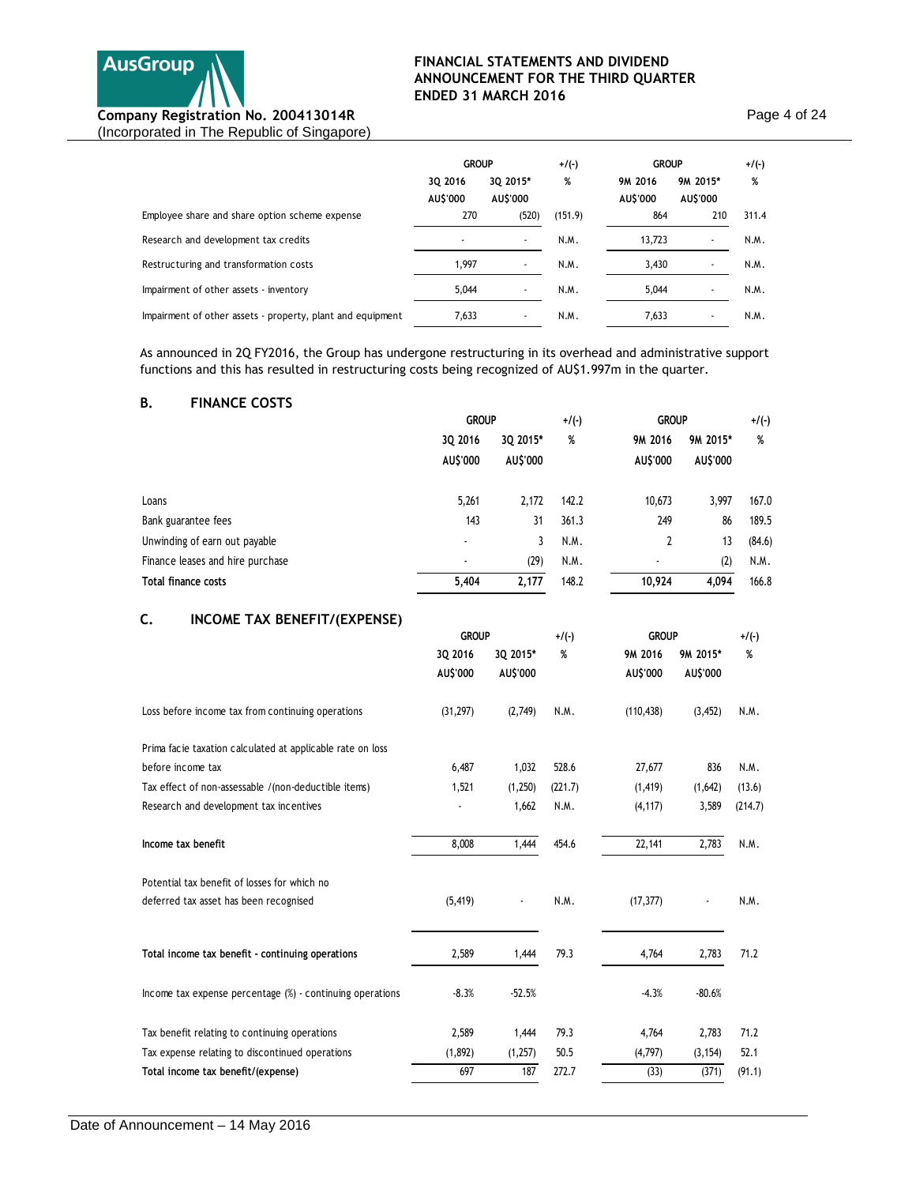| | GROUP | | +/(-) | GROUP | | +/(-) |
|---|---|---|---|---|---|---|
| | 3Q 2016 | 3Q 2015* | % | 9M 2016 | 9M 2015* | % |
| | AU$'000 | AU$'000 | | AU$'000 | AU$'000 | |
| Employee share and share option scheme expense | 270 | (520) | (151.9) | 864 | 210 | 311.4 |
| Research and development tax credits | - | - | N.M. | 13,723 | - | N.M. |
| Restructuring and transformation costs | 1,997 | - | N.M. | 3,430 | - | N.M. |
| Impairment of other assets - inventory | 5,044 | - | N.M. | 5,044 | - | N.M. |
| Impairment of other assets - property, plant and equipment | 7,633 | - | N.M. | 7,633 | - | N.M. |

As announced in 2Q FY2016, the Group has undergone restructuring in its overhead and administrative support functions and this has resulted in restructuring costs being recognized of AU$1.997m in the quarter.

## B. FINANCE COSTS

| | GROUP | | +/(-) | GROUP | | +/(-) |
|---|---|---|---|---|---|---|
| | 3Q 2016 | 3Q 2015* | % | 9M 2016 | 9M 2015* | % |
| | AU$'000 | AU$'000 | | AU$'000 | AU$'000 | |
| Loans | 5,261 | 2,172 | 142.2 | 10,673 | 3,997 | 167.0 |
| Bank guarantee fees | 143 | 31 | 361.3 | 249 | 86 | 189.5 |
| Unwinding of earn out payable | - | 3 | N.M. | 2 | 13 | (84.6) |
| Finance leases and hire purchase | - | (29) | N.M. | - | (2) | N.M. |
| **Total finance costs** | **5,404** | **2,177** | 148.2 | **10,924** | **4,094** | 166.8 |

## C. INCOME TAX BENEFIT/(EXPENSE)

| | GROUP | | +/(-) | GROUP | | +/(-) |
|---|---|---|---|---|---|---|
| | 3Q 2016 | 3Q 2015* | % | 9M 2016 | 9M 2015* | % |
| | AU$'000 | AU$'000 | | AU$'000 | AU$'000 | |
| Loss before income tax from continuing operations | (31,297) | (2,749) | N.M. | (110,438) | (3,452) | N.M. |
| Prima facie taxation calculated at applicable rate on loss before income tax | 6,487 | 1,032 | 528.6 | 27,677 | 836 | N.M. |
| Tax effect of non-assessable /(non-deductible items) | 1,521 | (1,250) | (221.7) | (1,419) | (1,642) | (13.6) |
| Research and development tax incentives | - | 1,662 | N.M. | (4,117) | 3,589 | (214.7) |
| **Income tax benefit** | 8,008 | 1,444 | 454.6 | 22,141 | 2,783 | N.M. |
| Potential tax benefit of losses for which no deferred tax asset has been recognised | (5,419) | - | N.M. | (17,377) | - | N.M. |
| **Total income tax benefit - continuing operations** | 2,589 | 1,444 | 79.3 | 4,764 | 2,783 | 71.2 |
| Income tax expense percentage (%) - continuing operations | -8.3% | -52.5% | | -4.3% | -80.6% | |
| Tax benefit relating to continuing operations | 2,589 | 1,444 | 79.3 | 4,764 | 2,783 | 71.2 |
| Tax expense relating to discontinued operations | (1,892) | (1,257) | 50.5 | (4,797) | (3,154) | 52.1 |
| **Total income tax benefit/(expense)** | 697 | 187 | 272.7 | (33) | (371) | (91.1) |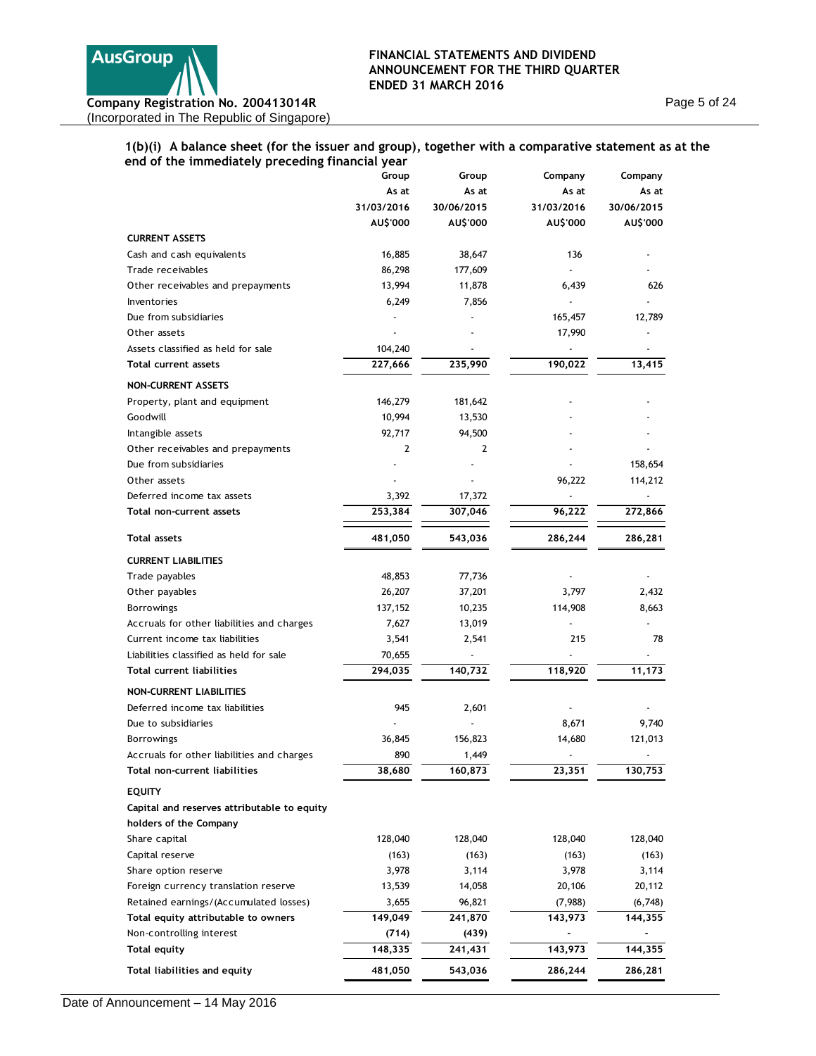### 1(b)(i) A balance sheet (for the issuer and group), together with a comparative statement as at the end of the immediately preceding financial year

| | Group As at 31/03/2016 AU$'000 | Group As at 30/06/2015 AU$'000 | Company As at 31/03/2016 AU$'000 | Company As at 30/06/2015 AU$'000 |
|---|---|---|---|---|
| **CURRENT ASSETS** | | | | |
| Cash and cash equivalents | 16,885 | 38,647 | 136 | - |
| Trade receivables | 86,298 | 177,609 | - | - |
| Other receivables and prepayments | 13,994 | 11,878 | 6,439 | 626 |
| Inventories | 6,249 | 7,856 | - | - |
| Due from subsidiaries | - | - | 165,457 | 12,789 |
| Other assets | - | - | 17,990 | - |
| Assets classified as held for sale | 104,240 | - | - | - |
| **Total current assets** | **227,666** | **235,990** | **190,022** | **13,415** |
| **NON-CURRENT ASSETS** | | | | |
| Property, plant and equipment | 146,279 | 181,642 | - | - |
| Goodwill | 10,994 | 13,530 | - | - |
| Intangible assets | 92,717 | 94,500 | - | - |
| Other receivables and prepayments | 2 | 2 | - | - |
| Due from subsidiaries | - | - | - | 158,654 |
| Other assets | - | - | 96,222 | 114,212 |
| Deferred income tax assets | 3,392 | 17,372 | - | - |
| **Total non-current assets** | **253,384** | **307,046** | **96,222** | **272,866** |
| **Total assets** | **481,050** | **543,036** | **286,244** | **286,281** |
| **CURRENT LIABILITIES** | | | | |
| Trade payables | 48,853 | 77,736 | - | - |
| Other payables | 26,207 | 37,201 | 3,797 | 2,432 |
| Borrowings | 137,152 | 10,235 | 114,908 | 8,663 |
| Accruals for other liabilities and charges | 7,627 | 13,019 | - | - |
| Current income tax liabilities | 3,541 | 2,541 | 215 | 78 |
| Liabilities classified as held for sale | 70,655 | - | - | - |
| **Total current liabilities** | **294,035** | **140,732** | **118,920** | **11,173** |
| **NON-CURRENT LIABILITIES** | | | | |
| Deferred income tax liabilities | 945 | 2,601 | - | - |
| Due to subsidiaries | - | - | 8,671 | 9,740 |
| Borrowings | 36,845 | 156,823 | 14,680 | 121,013 |
| Accruals for other liabilities and charges | 890 | 1,449 | - | - |
| **Total non-current liabilities** | **38,680** | **160,873** | **23,351** | **130,753** |
| **EQUITY** | | | | |
| **Capital and reserves attributable to equity holders of the Company** | | | | |
| Share capital | 128,040 | 128,040 | 128,040 | 128,040 |
| Capital reserve | (163) | (163) | (163) | (163) |
| Share option reserve | 3,978 | 3,114 | 3,978 | 3,114 |
| Foreign currency translation reserve | 13,539 | 14,058 | 20,106 | 20,112 |
| Retained earnings/(Accumulated losses) | 3,655 | 96,821 | (7,988) | (6,748) |
| **Total equity attributable to owners** | **149,049** | **241,870** | **143,973** | **144,355** |
| Non-controlling interest | **(714)** | **(439)** | **-** | **-** |
| **Total equity** | **148,335** | **241,431** | **143,973** | **144,355** |
| **Total liabilities and equity** | **481,050** | **543,036** | **286,244** | **286,281** |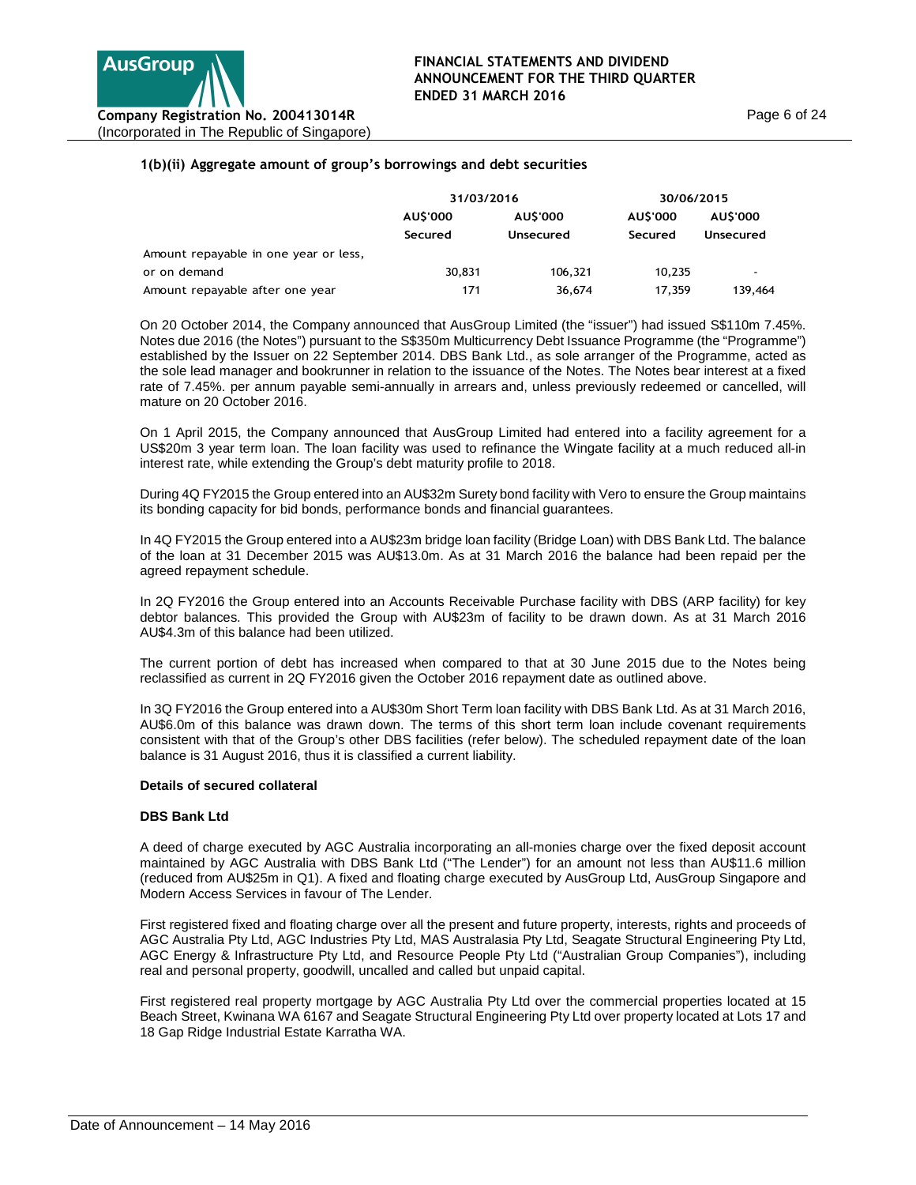### 1(b)(ii) Aggregate amount of group's borrowings and debt securities

| | 31/03/2016 | | 30/06/2015 | |
|---|---|---|---|---|
| | AU$'000 | AU$'000 | AU$'000 | AU$'000 |
| | Secured | Unsecured | Secured | Unsecured |
| Amount repayable in one year or less, or on demand | 30,831 | 106,321 | 10,235 | - |
| Amount repayable after one year | 171 | 36,674 | 17,359 | 139,464 |

On 20 October 2014, the Company announced that AusGroup Limited (the "issuer") had issued S$110m 7.45%. Notes due 2016 (the Notes") pursuant to the S$350m Multicurrency Debt Issuance Programme (the "Programme") established by the Issuer on 22 September 2014. DBS Bank Ltd., as sole arranger of the Programme, acted as the sole lead manager and bookrunner in relation to the issuance of the Notes. The Notes bear interest at a fixed rate of 7.45%. per annum payable semi-annually in arrears and, unless previously redeemed or cancelled, will mature on 20 October 2016.

On 1 April 2015, the Company announced that AusGroup Limited had entered into a facility agreement for a US$20m 3 year term loan. The loan facility was used to refinance the Wingate facility at a much reduced all-in interest rate, while extending the Group's debt maturity profile to 2018.

During 4Q FY2015 the Group entered into an AU$32m Surety bond facility with Vero to ensure the Group maintains its bonding capacity for bid bonds, performance bonds and financial guarantees.

In 4Q FY2015 the Group entered into a AU$23m bridge loan facility (Bridge Loan) with DBS Bank Ltd. The balance of the loan at 31 December 2015 was AU$13.0m. As at 31 March 2016 the balance had been repaid per the agreed repayment schedule.

In 2Q FY2016 the Group entered into an Accounts Receivable Purchase facility with DBS (ARP facility) for key debtor balances. This provided the Group with AU$23m of facility to be drawn down. As at 31 March 2016 AU$4.3m of this balance had been utilized.

The current portion of debt has increased when compared to that at 30 June 2015 due to the Notes being reclassified as current in 2Q FY2016 given the October 2016 repayment date as outlined above.

In 3Q FY2016 the Group entered into a AU$30m Short Term loan facility with DBS Bank Ltd. As at 31 March 2016, AU$6.0m of this balance was drawn down. The terms of this short term loan include covenant requirements consistent with that of the Group's other DBS facilities (refer below). The scheduled repayment date of the loan balance is 31 August 2016, thus it is classified a current liability.

**Details of secured collateral**

**DBS Bank Ltd**

A deed of charge executed by AGC Australia incorporating an all-monies charge over the fixed deposit account maintained by AGC Australia with DBS Bank Ltd ("The Lender") for an amount not less than AU$11.6 million (reduced from AU$25m in Q1). A fixed and floating charge executed by AusGroup Ltd, AusGroup Singapore and Modern Access Services in favour of The Lender.

First registered fixed and floating charge over all the present and future property, interests, rights and proceeds of AGC Australia Pty Ltd, AGC Industries Pty Ltd, MAS Australasia Pty Ltd, Seagate Structural Engineering Pty Ltd, AGC Energy & Infrastructure Pty Ltd, and Resource People Pty Ltd ("Australian Group Companies"), including real and personal property, goodwill, uncalled and called but unpaid capital.

First registered real property mortgage by AGC Australia Pty Ltd over the commercial properties located at 15 Beach Street, Kwinana WA 6167 and Seagate Structural Engineering Pty Ltd over property located at Lots 17 and 18 Gap Ridge Industrial Estate Karratha WA.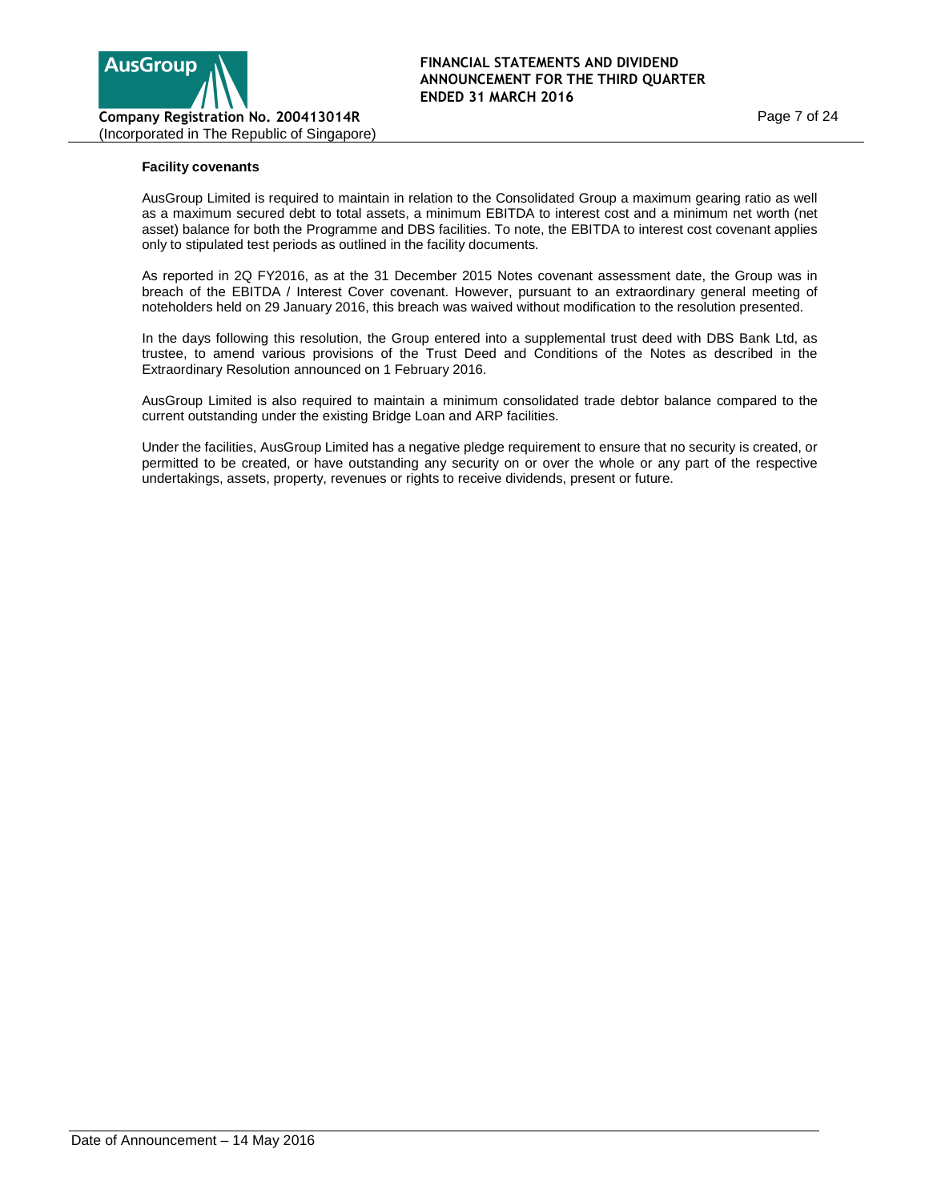**Facility covenants**

AusGroup Limited is required to maintain in relation to the Consolidated Group a maximum gearing ratio as well as a maximum secured debt to total assets, a minimum EBITDA to interest cost and a minimum net worth (net asset) balance for both the Programme and DBS facilities. To note, the EBITDA to interest cost covenant applies only to stipulated test periods as outlined in the facility documents.

As reported in 2Q FY2016, as at the 31 December 2015 Notes covenant assessment date, the Group was in breach of the EBITDA / Interest Cover covenant. However, pursuant to an extraordinary general meeting of noteholders held on 29 January 2016, this breach was waived without modification to the resolution presented.

In the days following this resolution, the Group entered into a supplemental trust deed with DBS Bank Ltd, as trustee, to amend various provisions of the Trust Deed and Conditions of the Notes as described in the Extraordinary Resolution announced on 1 February 2016.

AusGroup Limited is also required to maintain a minimum consolidated trade debtor balance compared to the current outstanding under the existing Bridge Loan and ARP facilities.

Under the facilities, AusGroup Limited has a negative pledge requirement to ensure that no security is created, or permitted to be created, or have outstanding any security on or over the whole or any part of the respective undertakings, assets, property, revenues or rights to receive dividends, present or future.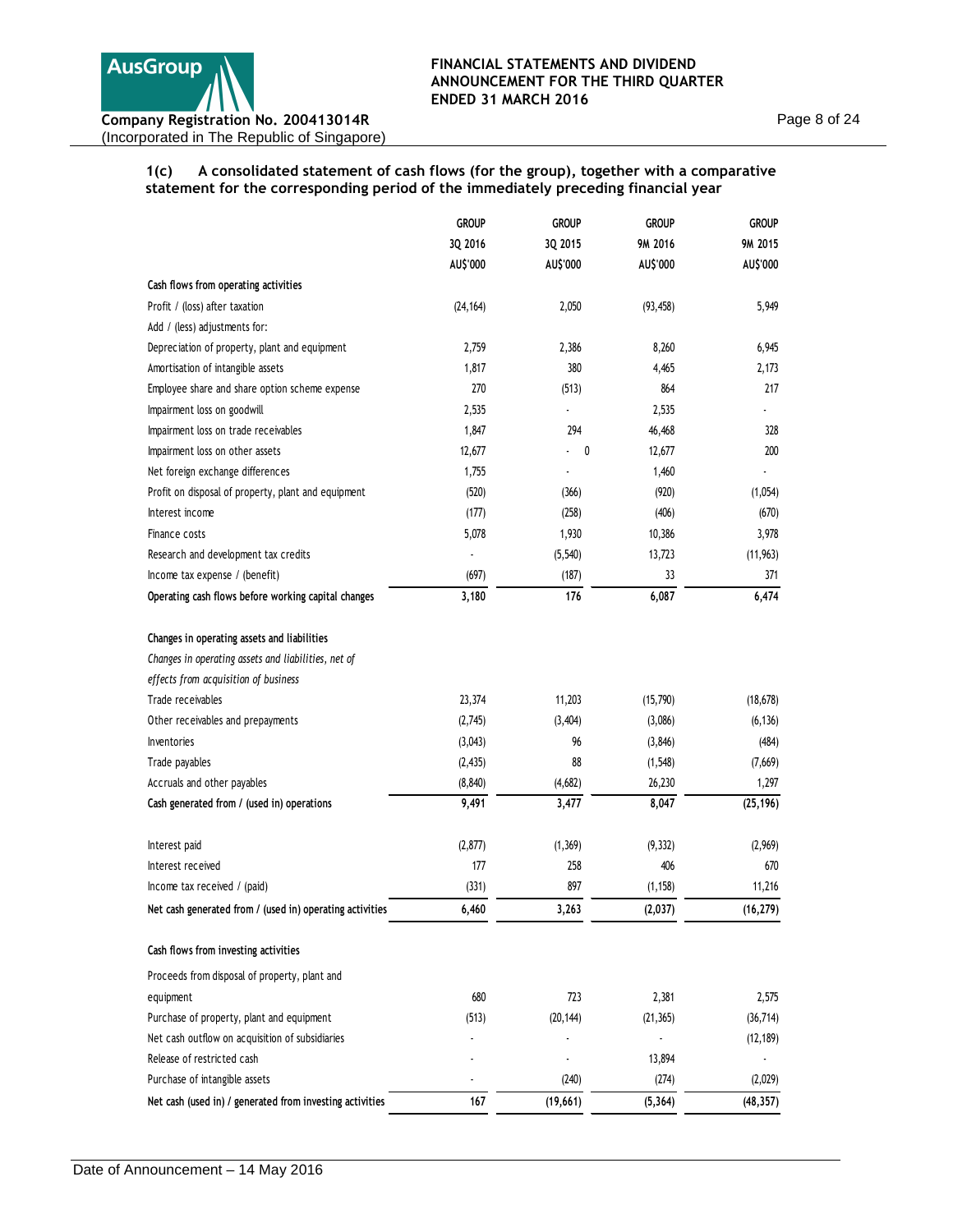### 1(c) A consolidated statement of cash flows (for the group), together with a comparative statement for the corresponding period of the immediately preceding financial year

| | GROUP 3Q 2016 AU$'000 | GROUP 3Q 2015 AU$'000 | GROUP 9M 2016 AU$'000 | GROUP 9M 2015 AU$'000 |
|---|---|---|---|---|
| **Cash flows from operating activities** | | | | |
| Profit / (loss) after taxation | (24,164) | 2,050 | (93,458) | 5,949 |
| Add / (less) adjustments for: | | | | |
| Depreciation of property, plant and equipment | 2,759 | 2,386 | 8,260 | 6,945 |
| Amortisation of intangible assets | 1,817 | 380 | 4,465 | 2,173 |
| Employee share and share option scheme expense | 270 | (513) | 864 | 217 |
| Impairment loss on goodwill | 2,535 | - | 2,535 | - |
| Impairment loss on trade receivables | 1,847 | 294 | 46,468 | 328 |
| Impairment loss on other assets | 12,677 | - 0 | 12,677 | 200 |
| Net foreign exchange differences | 1,755 | - | 1,460 | - |
| Profit on disposal of property, plant and equipment | (520) | (366) | (920) | (1,054) |
| Interest income | (177) | (258) | (406) | (670) |
| Finance costs | 5,078 | 1,930 | 10,386 | 3,978 |
| Research and development tax credits | - | (5,540) | 13,723 | (11,963) |
| Income tax expense / (benefit) | (697) | (187) | 33 | 371 |
| **Operating cash flows before working capital changes** | **3,180** | **176** | **6,087** | **6,474** |
| | | | | |
| **Changes in operating assets and liabilities** | | | | |
| *Changes in operating assets and liabilities, net of effects from acquisition of business* | | | | |
| Trade receivables | 23,374 | 11,203 | (15,790) | (18,678) |
| Other receivables and prepayments | (2,745) | (3,404) | (3,086) | (6,136) |
| Inventories | (3,043) | 96 | (3,846) | (484) |
| Trade payables | (2,435) | 88 | (1,548) | (7,669) |
| Accruals and other payables | (8,840) | (4,682) | 26,230 | 1,297 |
| **Cash generated from / (used in) operations** | **9,491** | **3,477** | **8,047** | **(25,196)** |
| | | | | |
| Interest paid | (2,877) | (1,369) | (9,332) | (2,969) |
| Interest received | 177 | 258 | 406 | 670 |
| Income tax received / (paid) | (331) | 897 | (1,158) | 11,216 |
| **Net cash generated from / (used in) operating activities** | **6,460** | **3,263** | **(2,037)** | **(16,279)** |
| | | | | |
| **Cash flows from investing activities** | | | | |
| Proceeds from disposal of property, plant and equipment | 680 | 723 | 2,381 | 2,575 |
| Purchase of property, plant and equipment | (513) | (20,144) | (21,365) | (36,714) |
| Net cash outflow on acquisition of subsidiaries | - | - | - | (12,189) |
| Release of restricted cash | - | - | 13,894 | - |
| Purchase of intangible assets | - | (240) | (274) | (2,029) |
| **Net cash (used in) / generated from investing activities** | **167** | **(19,661)** | **(5,364)** | **(48,357)** |

Date of Announcement – 14 May 2016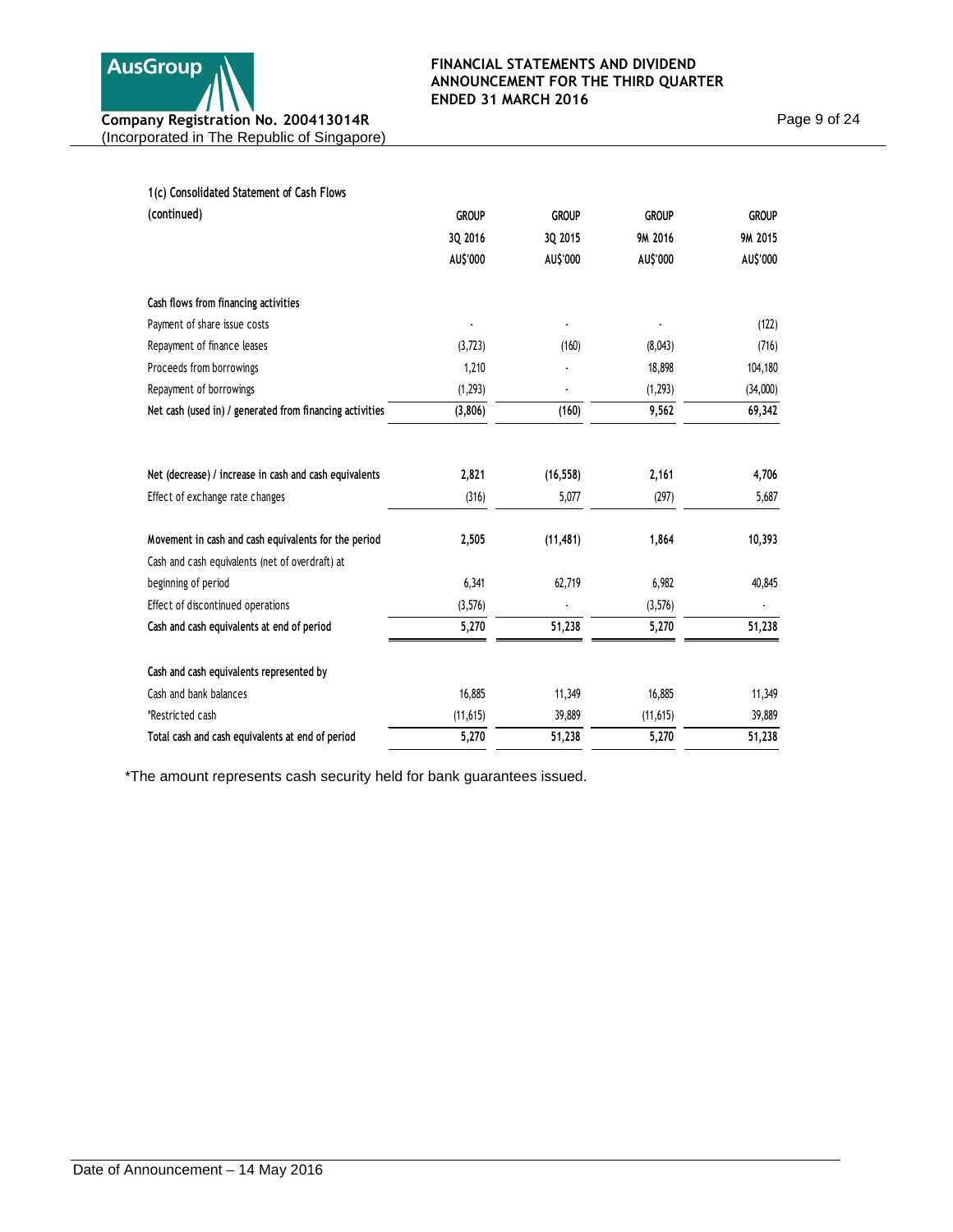**1(c) Consolidated Statement of Cash Flows (continued)**

| | GROUP 3Q 2016 AU$'000 | GROUP 3Q 2015 AU$'000 | GROUP 9M 2016 AU$'000 | GROUP 9M 2015 AU$'000 |
|---|---|---|---|---|
| **Cash flows from financing activities** | | | | |
| Payment of share issue costs | - | - | - | (122) |
| Repayment of finance leases | (3,723) | (160) | (8,043) | (716) |
| Proceeds from borrowings | 1,210 | - | 18,898 | 104,180 |
| Repayment of borrowings | (1,293) | - | (1,293) | (34,000) |
| **Net cash (used in) / generated from financing activities** | **(3,806)** | **(160)** | **9,562** | **69,342** |
| | | | | |
| **Net (decrease) / increase in cash and cash equivalents** | **2,821** | **(16,558)** | **2,161** | **4,706** |
| Effect of exchange rate changes | (316) | 5,077 | (297) | 5,687 |
| | | | | |
| **Movement in cash and cash equivalents for the period** | **2,505** | **(11,481)** | **1,864** | **10,393** |
| Cash and cash equivalents (net of overdraft) at beginning of period | 6,341 | 62,719 | 6,982 | 40,845 |
| Effect of discontinued operations | (3,576) | - | (3,576) | - |
| **Cash and cash equivalents at end of period** | **5,270** | **51,238** | **5,270** | **51,238** |
| | | | | |
| **Cash and cash equivalents represented by** | | | | |
| Cash and bank balances | 16,885 | 11,349 | 16,885 | 11,349 |
| *Restricted cash | (11,615) | 39,889 | (11,615) | 39,889 |
| **Total cash and cash equivalents at end of period** | **5,270** | **51,238** | **5,270** | **51,238** |

*The amount represents cash security held for bank guarantees issued.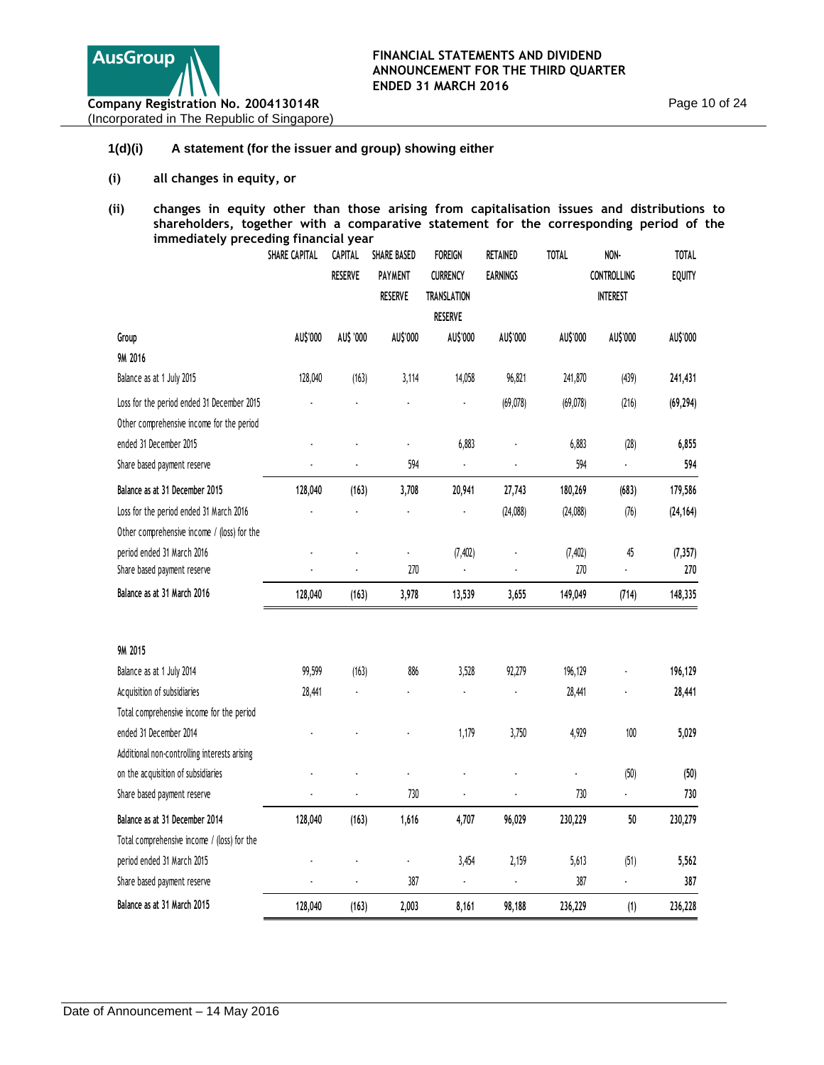**1(d)(i) A statement (for the issuer and group) showing either**

**(i) all changes in equity, or**

**(ii) changes in equity other than those arising from capitalisation issues and distributions to shareholders, together with a comparative statement for the corresponding period of the immediately preceding financial year**

| | SHARE CAPITAL | CAPITAL RESERVE | SHARE BASED PAYMENT RESERVE | FOREIGN CURRENCY TRANSLATION RESERVE | RETAINED EARNINGS | TOTAL | NON-CONTROLLING INTEREST | TOTAL EQUITY |
|---|---|---|---|---|---|---|---|---|
| Group | AU$'000 | AU$ '000 | AU$'000 | AU$'000 | AU$'000 | AU$'000 | AU$'000 | AU$'000 |
| 9M 2016 | | | | | | | | |
| Balance as at 1 July 2015 | 128,040 | (163) | 3,114 | 14,058 | 96,821 | 241,870 | (439) | 241,431 |
| Loss for the period ended 31 December 2015 | - | - | - | - | (69,078) | (69,078) | (216) | (69,294) |
| Other comprehensive income for the period ended 31 December 2015 | - | - | - | 6,883 | - | 6,883 | (28) | 6,855 |
| Share based payment reserve | - | - | 594 | - | - | 594 | - | 594 |
| **Balance as at 31 December 2015** | **128,040** | **(163)** | **3,708** | **20,941** | **27,743** | **180,269** | **(683)** | **179,586** |
| Loss for the period ended 31 March 2016 | - | - | - | - | (24,088) | (24,088) | (76) | (24,164) |
| Other comprehensive income / (loss) for the period ended 31 March 2016 | - | - | - | (7,402) | - | (7,402) | 45 | (7,357) |
| Share based payment reserve | - | - | 270 | - | - | 270 | - | 270 |
| **Balance as at 31 March 2016** | **128,040** | **(163)** | **3,978** | **13,539** | **3,655** | **149,049** | **(714)** | **148,335** |
| | | | | | | | | |
| 9M 2015 | | | | | | | | |
| Balance as at 1 July 2014 | 99,599 | (163) | 886 | 3,528 | 92,279 | 196,129 | - | 196,129 |
| Acquisition of subsidiaries | 28,441 | - | - | - | - | 28,441 | - | 28,441 |
| Total comprehensive income for the period ended 31 December 2014 | - | - | - | 1,179 | 3,750 | 4,929 | 100 | 5,029 |
| Additional non-controlling interests arising on the acquisition of subsidiaries | - | - | - | - | - | - | (50) | (50) |
| Share based payment reserve | - | - | 730 | - | - | 730 | - | 730 |
| **Balance as at 31 December 2014** | **128,040** | **(163)** | **1,616** | **4,707** | **96,029** | **230,229** | **50** | **230,279** |
| Total comprehensive income / (loss) for the period ended 31 March 2015 | - | - | - | 3,454 | 2,159 | 5,613 | (51) | 5,562 |
| Share based payment reserve | - | - | 387 | - | - | 387 | - | 387 |
| **Balance as at 31 March 2015** | **128,040** | **(163)** | **2,003** | **8,161** | **98,188** | **236,229** | **(1)** | **236,228** |

Date of Announcement – 14 May 2016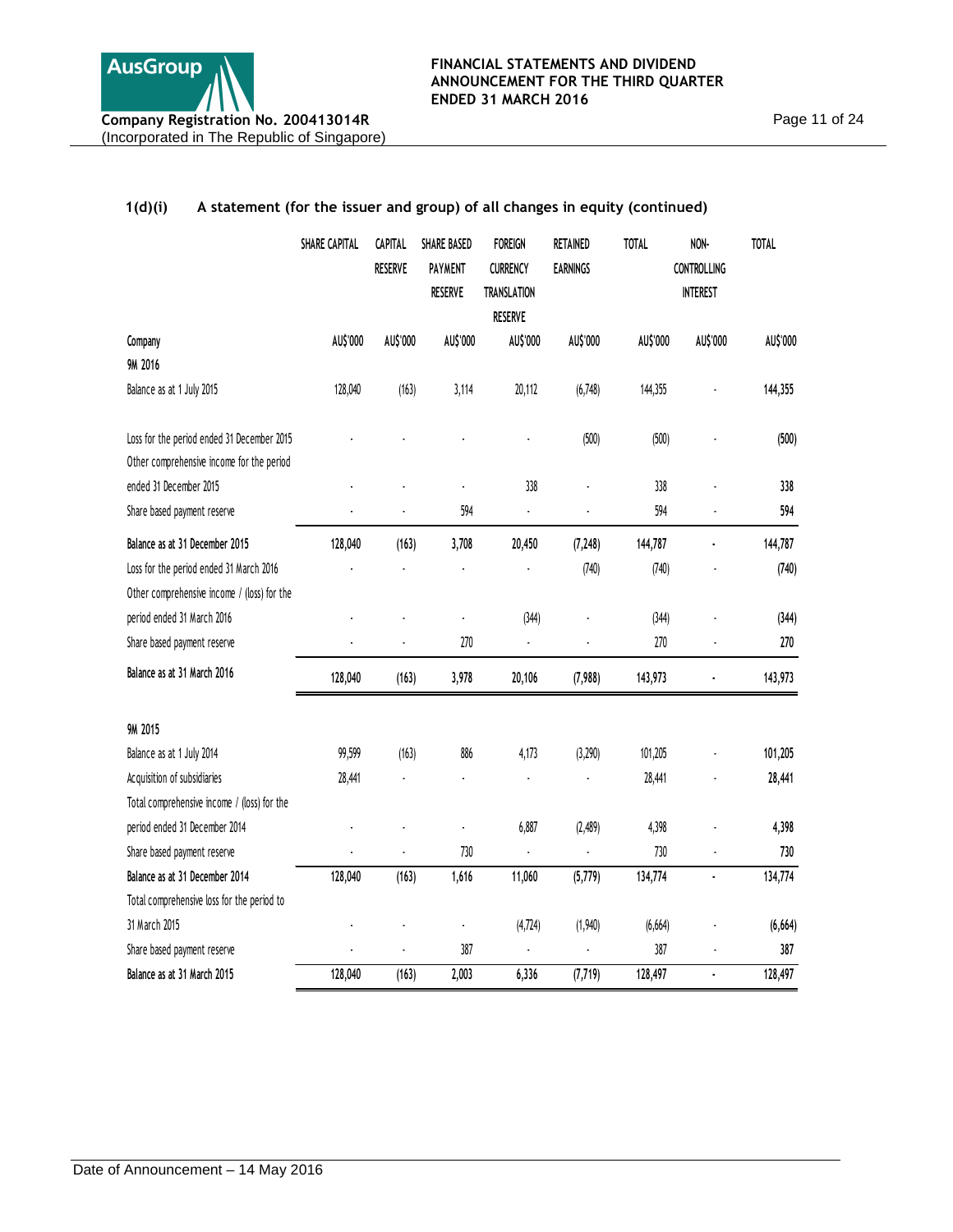## 1(d)(i) A statement (for the issuer and group) of all changes in equity (continued)

| | SHARE CAPITAL | CAPITAL RESERVE | SHARE BASED PAYMENT RESERVE | FOREIGN CURRENCY TRANSLATION RESERVE | RETAINED EARNINGS | TOTAL | NON-CONTROLLING INTEREST | TOTAL |
|---|---|---|---|---|---|---|---|---|
| **Company** | AU$'000 | AU$'000 | AU$'000 | AU$'000 | AU$'000 | AU$'000 | AU$'000 | AU$'000 |
| **9M 2016** | | | | | | | | |
| Balance as at 1 July 2015 | 128,040 | (163) | 3,114 | 20,112 | (6,748) | 144,355 | - | 144,355 |
| Loss for the period ended 31 December 2015 | - | - | - | - | (500) | (500) | - | (500) |
| Other comprehensive income for the period ended 31 December 2015 | - | - | - | 338 | - | 338 | - | 338 |
| Share based payment reserve | - | - | 594 | - | - | 594 | - | 594 |
| **Balance as at 31 December 2015** | **128,040** | **(163)** | **3,708** | **20,450** | **(7,248)** | **144,787** | **-** | **144,787** |
| Loss for the period ended 31 March 2016 | - | - | - | - | (740) | (740) | - | (740) |
| Other comprehensive income / (loss) for the period ended 31 March 2016 | - | - | - | (344) | - | (344) | - | (344) |
| Share based payment reserve | - | - | 270 | - | - | 270 | - | 270 |
| **Balance as at 31 March 2016** | **128,040** | **(163)** | **3,978** | **20,106** | **(7,988)** | **143,973** | **-** | **143,973** |
| **9M 2015** | | | | | | | | |
| Balance as at 1 July 2014 | 99,599 | (163) | 886 | 4,173 | (3,290) | 101,205 | - | 101,205 |
| Acquisition of subsidiaries | 28,441 | - | - | - | - | 28,441 | - | 28,441 |
| Total comprehensive income / (loss) for the period ended 31 December 2014 | - | - | - | 6,887 | (2,489) | 4,398 | - | 4,398 |
| Share based payment reserve | - | - | 730 | - | - | 730 | - | 730 |
| **Balance as at 31 December 2014** | **128,040** | **(163)** | **1,616** | **11,060** | **(5,779)** | **134,774** | **-** | **134,774** |
| Total comprehensive loss for the period to 31 March 2015 | - | - | - | (4,724) | (1,940) | (6,664) | - | (6,664) |
| Share based payment reserve | - | - | 387 | - | - | 387 | - | 387 |
| **Balance as at 31 March 2015** | **128,040** | **(163)** | **2,003** | **6,336** | **(7,719)** | **128,497** | **-** | **128,497** |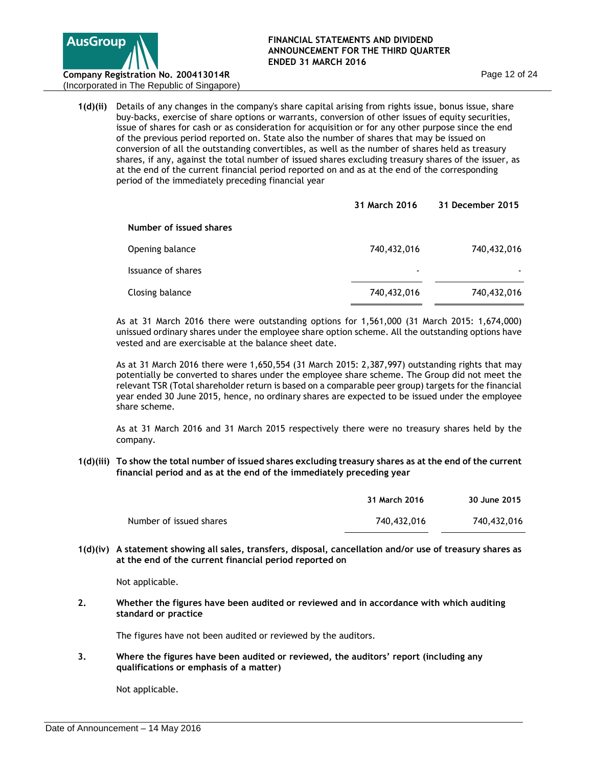**1(d)(ii)** Details of any changes in the company's share capital arising from rights issue, bonus issue, share buy-backs, exercise of share options or warrants, conversion of other issues of equity securities, issue of shares for cash or as consideration for acquisition or for any other purpose since the end of the previous period reported on. State also the number of shares that may be issued on conversion of all the outstanding convertibles, as well as the number of shares held as treasury shares, if any, against the total number of issued shares excluding treasury shares of the issuer, as at the end of the current financial period reported on and as at the end of the corresponding period of the immediately preceding financial year

| | **31 March 2016** | **31 December 2015** |
|---|---|---|
| **Number of issued shares** | | |
| Opening balance | 740,432,016 | 740,432,016 |
| Issuance of shares | - | - |
| Closing balance | 740,432,016 | 740,432,016 |

As at 31 March 2016 there were outstanding options for 1,561,000 (31 March 2015: 1,674,000) unissued ordinary shares under the employee share option scheme. All the outstanding options have vested and are exercisable at the balance sheet date.

As at 31 March 2016 there were 1,650,554 (31 March 2015: 2,387,997) outstanding rights that may potentially be converted to shares under the employee share scheme. The Group did not meet the relevant TSR (Total shareholder return is based on a comparable peer group) targets for the financial year ended 30 June 2015, hence, no ordinary shares are expected to be issued under the employee share scheme.

As at 31 March 2016 and 31 March 2015 respectively there were no treasury shares held by the company.

**1(d)(iii) To show the total number of issued shares excluding treasury shares as at the end of the current financial period and as at the end of the immediately preceding year**

| | **31 March 2016** | **30 June 2015** |
|---|---|---|
| Number of issued shares | 740,432,016 | 740,432,016 |

**1(d)(iv) A statement showing all sales, transfers, disposal, cancellation and/or use of treasury shares as at the end of the current financial period reported on**

Not applicable.

**2. Whether the figures have been audited or reviewed and in accordance with which auditing standard or practice**

The figures have not been audited or reviewed by the auditors.

**3. Where the figures have been audited or reviewed, the auditors' report (including any qualifications or emphasis of a matter)**

Not applicable.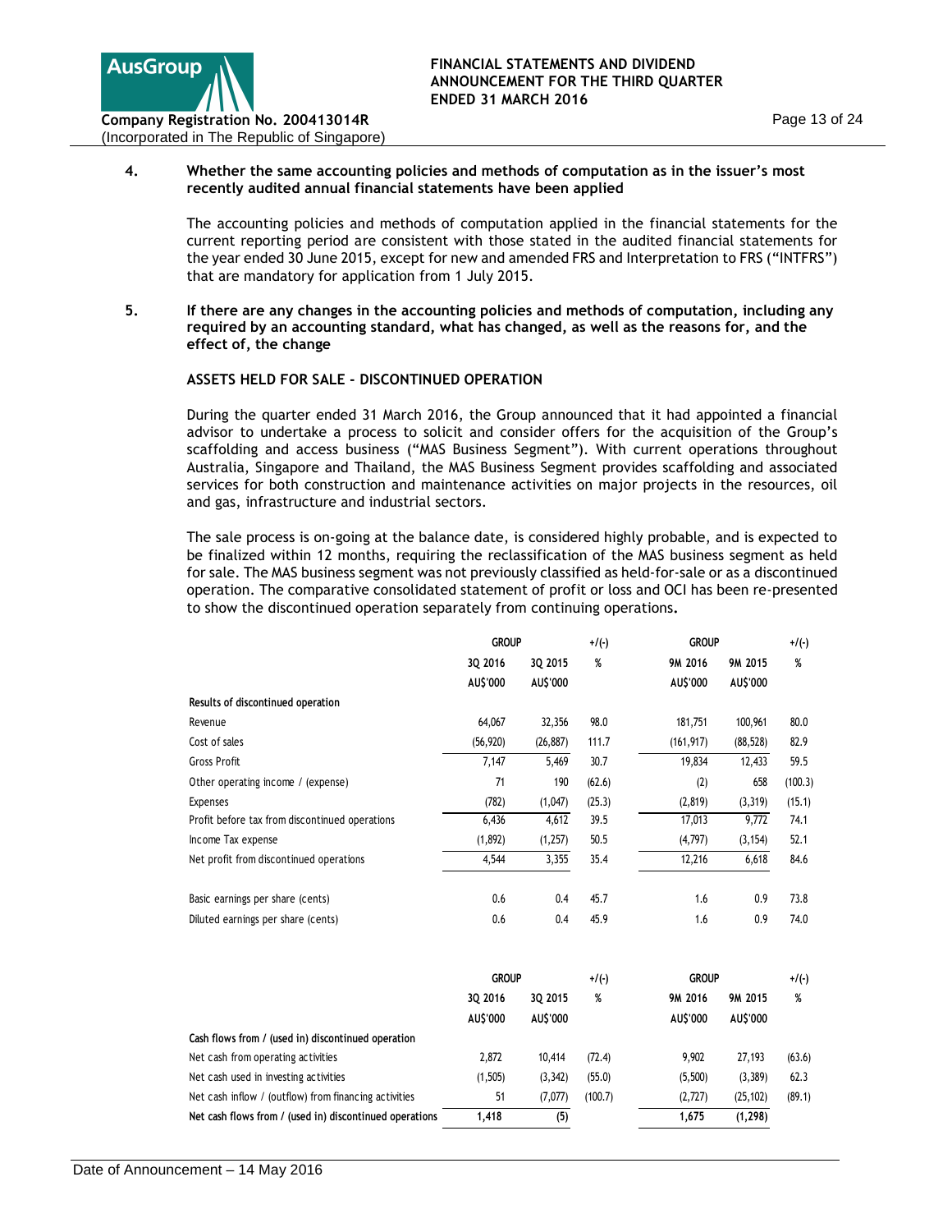**4. Whether the same accounting policies and methods of computation as in the issuer's most recently audited annual financial statements have been applied**

The accounting policies and methods of computation applied in the financial statements for the current reporting period are consistent with those stated in the audited financial statements for the year ended 30 June 2015, except for new and amended FRS and Interpretation to FRS ("INTFRS") that are mandatory for application from 1 July 2015.

**5. If there are any changes in the accounting policies and methods of computation, including any required by an accounting standard, what has changed, as well as the reasons for, and the effect of, the change**

**ASSETS HELD FOR SALE - DISCONTINUED OPERATION**

During the quarter ended 31 March 2016, the Group announced that it had appointed a financial advisor to undertake a process to solicit and consider offers for the acquisition of the Group's scaffolding and access business ("MAS Business Segment"). With current operations throughout Australia, Singapore and Thailand, the MAS Business Segment provides scaffolding and associated services for both construction and maintenance activities on major projects in the resources, oil and gas, infrastructure and industrial sectors.

The sale process is on-going at the balance date, is considered highly probable, and is expected to be finalized within 12 months, requiring the reclassification of the MAS business segment as held for sale. The MAS business segment was not previously classified as held-for-sale or as a discontinued operation. The comparative consolidated statement of profit or loss and OCI has been re-presented to show the discontinued operation separately from continuing operations.

| | GROUP | | +/(-) | GROUP | | +/(-) |
|---|---|---|---|---|---|---|
| | 3Q 2016 | 3Q 2015 | % | 9M 2016 | 9M 2015 | % |
| | AU$'000 | AU$'000 | | AU$'000 | AU$'000 | |
| **Results of discontinued operation** | | | | | | |
| Revenue | 64,067 | 32,356 | 98.0 | 181,751 | 100,961 | 80.0 |
| Cost of sales | (56,920) | (26,887) | 111.7 | (161,917) | (88,528) | 82.9 |
| Gross Profit | 7,147 | 5,469 | 30.7 | 19,834 | 12,433 | 59.5 |
| Other operating income / (expense) | 71 | 190 | (62.6) | (2) | 658 | (100.3) |
| Expenses | (782) | (1,047) | (25.3) | (2,819) | (3,319) | (15.1) |
| Profit before tax from discontinued operations | 6,436 | 4,612 | 39.5 | 17,013 | 9,772 | 74.1 |
| Income Tax expense | (1,892) | (1,257) | 50.5 | (4,797) | (3,154) | 52.1 |
| Net profit from discontinued operations | 4,544 | 3,355 | 35.4 | 12,216 | 6,618 | 84.6 |
| Basic earnings per share (cents) | 0.6 | 0.4 | 45.7 | 1.6 | 0.9 | 73.8 |
| Diluted earnings per share (cents) | 0.6 | 0.4 | 45.9 | 1.6 | 0.9 | 74.0 |

| | GROUP | | +/(-) | GROUP | | +/(-) |
|---|---|---|---|---|---|---|
| | 3Q 2016 | 3Q 2015 | % | 9M 2016 | 9M 2015 | % |
| | AU$'000 | AU$'000 | | AU$'000 | AU$'000 | |
| **Cash flows from / (used in) discontinued operation** | | | | | | |
| Net cash from operating activities | 2,872 | 10,414 | (72.4) | 9,902 | 27,193 | (63.6) |
| Net cash used in investing activities | (1,505) | (3,342) | (55.0) | (5,500) | (3,389) | 62.3 |
| Net cash inflow / (outflow) from financing activities | 51 | (7,077) | (100.7) | (2,727) | (25,102) | (89.1) |
| **Net cash flows from / (used in) discontinued operations** | **1,418** | **(5)** | | **1,675** | **(1,298)** | |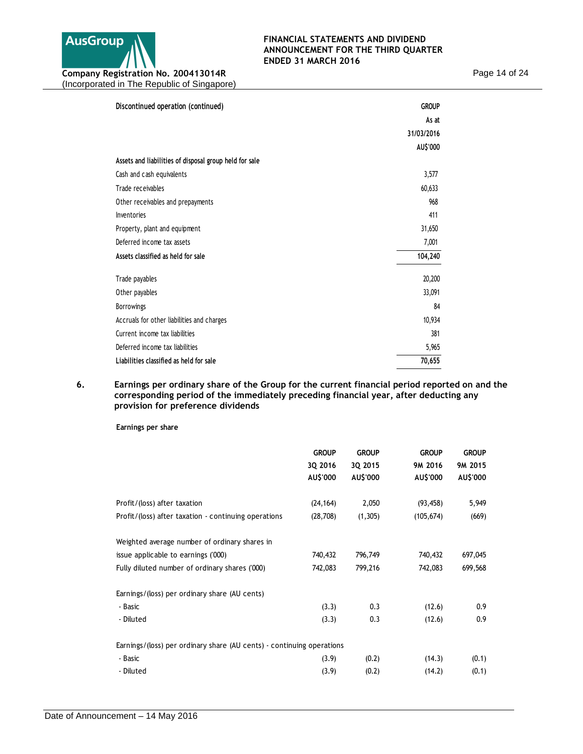**Discontinued operation (continued)**

| | GROUP |
|---|---|
| | As at |
| | 31/03/2016 |
| | AU$'000 |
| **Assets and liabilities of disposal group held for sale** | |
| Cash and cash equivalents | 3,577 |
| Trade receivables | 60,633 |
| Other receivables and prepayments | 968 |
| Inventories | 411 |
| Property, plant and equipment | 31,650 |
| Deferred income tax assets | 7,001 |
| **Assets classified as held for sale** | **104,240** |
| | |
| Trade payables | 20,200 |
| Other payables | 33,091 |
| Borrowings | 84 |
| Accruals for other liabilities and charges | 10,934 |
| Current income tax liabilities | 381 |
| Deferred income tax liabilities | 5,965 |
| **Liabilities classified as held for sale** | **70,655** |

## 6. Earnings per ordinary share of the Group for the current financial period reported on and the corresponding period of the immediately preceding financial year, after deducting any provision for preference dividends

**Earnings per share**

| | GROUP 3Q 2016 AU$'000 | GROUP 3Q 2015 AU$'000 | GROUP 9M 2016 AU$'000 | GROUP 9M 2015 AU$'000 |
|---|---|---|---|---|
| Profit/(loss) after taxation | (24,164) | 2,050 | (93,458) | 5,949 |
| Profit/(loss) after taxation - continuing operations | (28,708) | (1,305) | (105,674) | (669) |
| | | | | |
| Weighted average number of ordinary shares in issue applicable to earnings ('000) | 740,432 | 796,749 | 740,432 | 697,045 |
| Fully diluted number of ordinary shares ('000) | 742,083 | 799,216 | 742,083 | 699,568 |
| | | | | |
| Earnings/(loss) per ordinary share (AU cents) | | | | |
| - Basic | (3.3) | 0.3 | (12.6) | 0.9 |
| - Diluted | (3.3) | 0.3 | (12.6) | 0.9 |
| | | | | |
| Earnings/(loss) per ordinary share (AU cents) - continuing operations | | | | |
| - Basic | (3.9) | (0.2) | (14.3) | (0.1) |
| - Diluted | (3.9) | (0.2) | (14.2) | (0.1) |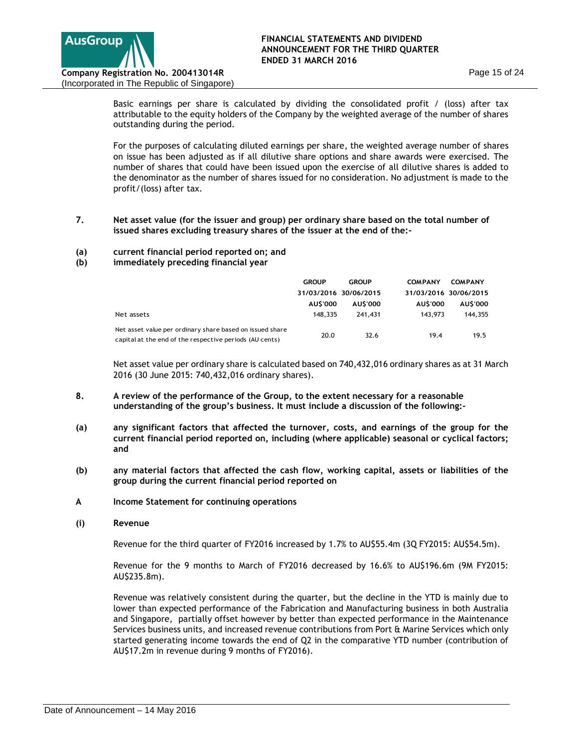Basic earnings per share is calculated by dividing the consolidated profit / (loss) after tax attributable to the equity holders of the Company by the weighted average of the number of shares outstanding during the period.

For the purposes of calculating diluted earnings per share, the weighted average number of shares on issue has been adjusted as if all dilutive share options and share awards were exercised. The number of shares that could have been issued upon the exercise of all dilutive shares is added to the denominator as the number of shares issued for no consideration. No adjustment is made to the profit/(loss) after tax.

**7. Net asset value (for the issuer and group) per ordinary share based on the total number of issued shares excluding treasury shares of the issuer at the end of the:-**

**(a) current financial period reported on; and**
**(b) immediately preceding financial year**

| | GROUP | GROUP | COMPANY | COMPANY |
|---|---|---|---|---|
| | 31/03/2016 | 30/06/2015 | 31/03/2016 | 30/06/2015 |
| | AU$'000 | AU$'000 | AU$'000 | AU$'000 |
| Net assets | 148,335 | 241,431 | 143,973 | 144,355 |
| Net asset value per ordinary share based on issued share capital at the end of the respective periods (AU cents) | 20.0 | 32.6 | 19.4 | 19.5 |

Net asset value per ordinary share is calculated based on 740,432,016 ordinary shares as at 31 March 2016 (30 June 2015: 740,432,016 ordinary shares).

**8. A review of the performance of the Group, to the extent necessary for a reasonable understanding of the group's business. It must include a discussion of the following:-**

**(a) any significant factors that affected the turnover, costs, and earnings of the group for the current financial period reported on, including (where applicable) seasonal or cyclical factors; and**

**(b) any material factors that affected the cash flow, working capital, assets or liabilities of the group during the current financial period reported on**

**A Income Statement for continuing operations**

**(i) Revenue**

Revenue for the third quarter of FY2016 increased by 1.7% to AU$55.4m (3Q FY2015: AU$54.5m).

Revenue for the 9 months to March of FY2016 decreased by 16.6% to AU$196.6m (9M FY2015: AU$235.8m).

Revenue was relatively consistent during the quarter, but the decline in the YTD is mainly due to lower than expected performance of the Fabrication and Manufacturing business in both Australia and Singapore, partially offset however by better than expected performance in the Maintenance Services business units, and increased revenue contributions from Port & Marine Services which only started generating income towards the end of Q2 in the comparative YTD number (contribution of AU$17.2m in revenue during 9 months of FY2016).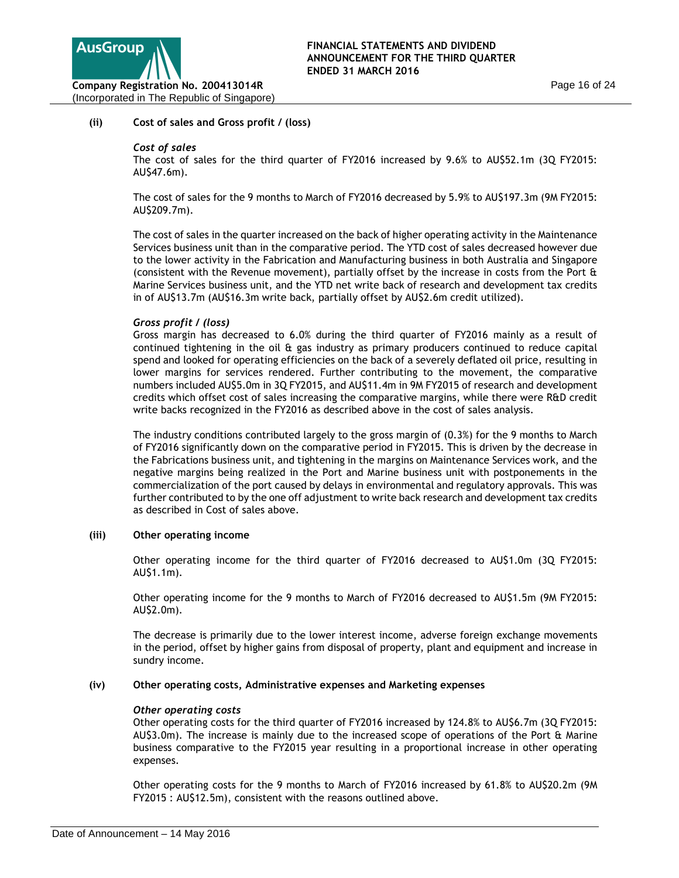**(ii) Cost of sales and Gross profit / (loss)**

*Cost of sales*

The cost of sales for the third quarter of FY2016 increased by 9.6% to AU$52.1m (3Q FY2015: AU$47.6m).

The cost of sales for the 9 months to March of FY2016 decreased by 5.9% to AU$197.3m (9M FY2015: AU$209.7m).

The cost of sales in the quarter increased on the back of higher operating activity in the Maintenance Services business unit than in the comparative period. The YTD cost of sales decreased however due to the lower activity in the Fabrication and Manufacturing business in both Australia and Singapore (consistent with the Revenue movement), partially offset by the increase in costs from the Port & Marine Services business unit, and the YTD net write back of research and development tax credits in of AU$13.7m (AU$16.3m write back, partially offset by AU$2.6m credit utilized).

*Gross profit / (loss)*

Gross margin has decreased to 6.0% during the third quarter of FY2016 mainly as a result of continued tightening in the oil & gas industry as primary producers continued to reduce capital spend and looked for operating efficiencies on the back of a severely deflated oil price, resulting in lower margins for services rendered. Further contributing to the movement, the comparative numbers included AU$5.0m in 3Q FY2015, and AU$11.4m in 9M FY2015 of research and development credits which offset cost of sales increasing the comparative margins, while there were R&D credit write backs recognized in the FY2016 as described above in the cost of sales analysis.

The industry conditions contributed largely to the gross margin of (0.3%) for the 9 months to March of FY2016 significantly down on the comparative period in FY2015. This is driven by the decrease in the Fabrications business unit, and tightening in the margins on Maintenance Services work, and the negative margins being realized in the Port and Marine business unit with postponements in the commercialization of the port caused by delays in environmental and regulatory approvals. This was further contributed to by the one off adjustment to write back research and development tax credits as described in Cost of sales above.

**(iii) Other operating income**

Other operating income for the third quarter of FY2016 decreased to AU$1.0m (3Q FY2015: AU$1.1m).

Other operating income for the 9 months to March of FY2016 decreased to AU$1.5m (9M FY2015: AU$2.0m).

The decrease is primarily due to the lower interest income, adverse foreign exchange movements in the period, offset by higher gains from disposal of property, plant and equipment and increase in sundry income.

**(iv) Other operating costs, Administrative expenses and Marketing expenses**

*Other operating costs*

Other operating costs for the third quarter of FY2016 increased by 124.8% to AU$6.7m (3Q FY2015: AU$3.0m). The increase is mainly due to the increased scope of operations of the Port & Marine business comparative to the FY2015 year resulting in a proportional increase in other operating expenses.

Other operating costs for the 9 months to March of FY2016 increased by 61.8% to AU$20.2m (9M FY2015 : AU$12.5m), consistent with the reasons outlined above.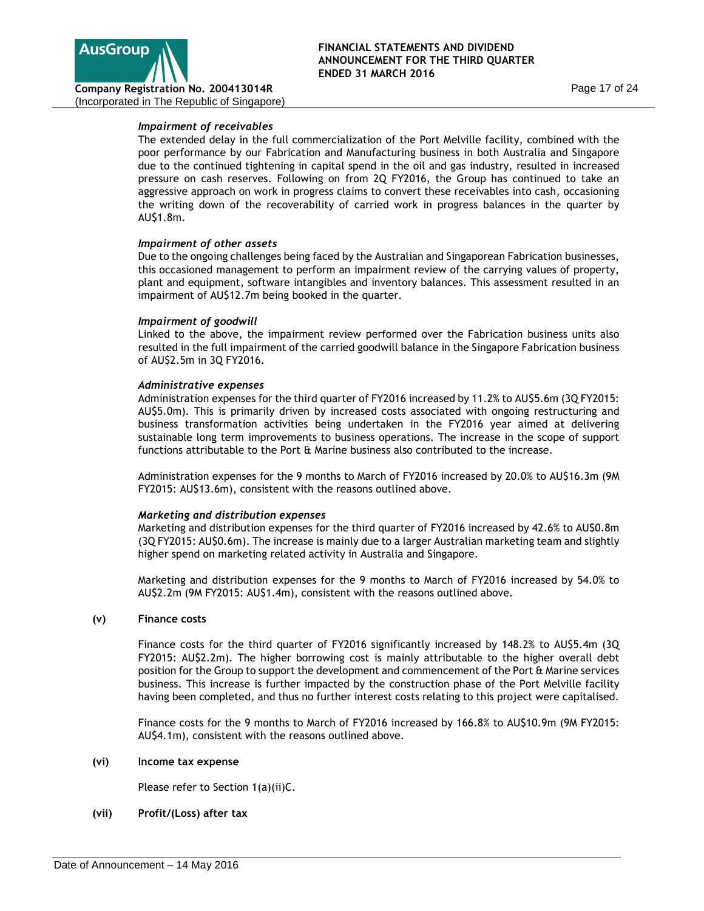*Impairment of receivables*

The extended delay in the full commercialization of the Port Melville facility, combined with the poor performance by our Fabrication and Manufacturing business in both Australia and Singapore due to the continued tightening in capital spend in the oil and gas industry, resulted in increased pressure on cash reserves. Following on from 2Q FY2016, the Group has continued to take an aggressive approach on work in progress claims to convert these receivables into cash, occasioning the writing down of the recoverability of carried work in progress balances in the quarter by AU$1.8m.

*Impairment of other assets*

Due to the ongoing challenges being faced by the Australian and Singaporean Fabrication businesses, this occasioned management to perform an impairment review of the carrying values of property, plant and equipment, software intangibles and inventory balances. This assessment resulted in an impairment of AU$12.7m being booked in the quarter.

*Impairment of goodwill*

Linked to the above, the impairment review performed over the Fabrication business units also resulted in the full impairment of the carried goodwill balance in the Singapore Fabrication business of AU$2.5m in 3Q FY2016.

*Administrative expenses*

Administration expenses for the third quarter of FY2016 increased by 11.2% to AU$5.6m (3Q FY2015: AU$5.0m). This is primarily driven by increased costs associated with ongoing restructuring and business transformation activities being undertaken in the FY2016 year aimed at delivering sustainable long term improvements to business operations. The increase in the scope of support functions attributable to the Port & Marine business also contributed to the increase.

Administration expenses for the 9 months to March of FY2016 increased by 20.0% to AU$16.3m (9M FY2015: AU$13.6m), consistent with the reasons outlined above.

*Marketing and distribution expenses*

Marketing and distribution expenses for the third quarter of FY2016 increased by 42.6% to AU$0.8m (3Q FY2015: AU$0.6m). The increase is mainly due to a larger Australian marketing team and slightly higher spend on marketing related activity in Australia and Singapore.

Marketing and distribution expenses for the 9 months to March of FY2016 increased by 54.0% to AU$2.2m (9M FY2015: AU$1.4m), consistent with the reasons outlined above.

**(v) Finance costs**

Finance costs for the third quarter of FY2016 significantly increased by 148.2% to AU$5.4m (3Q FY2015: AU$2.2m). The higher borrowing cost is mainly attributable to the higher overall debt position for the Group to support the development and commencement of the Port & Marine services business. This increase is further impacted by the construction phase of the Port Melville facility having been completed, and thus no further interest costs relating to this project were capitalised.

Finance costs for the 9 months to March of FY2016 increased by 166.8% to AU$10.9m (9M FY2015: AU$4.1m), consistent with the reasons outlined above.

**(vi) Income tax expense**

Please refer to Section 1(a)(ii)C.

**(vii) Profit/(Loss) after tax**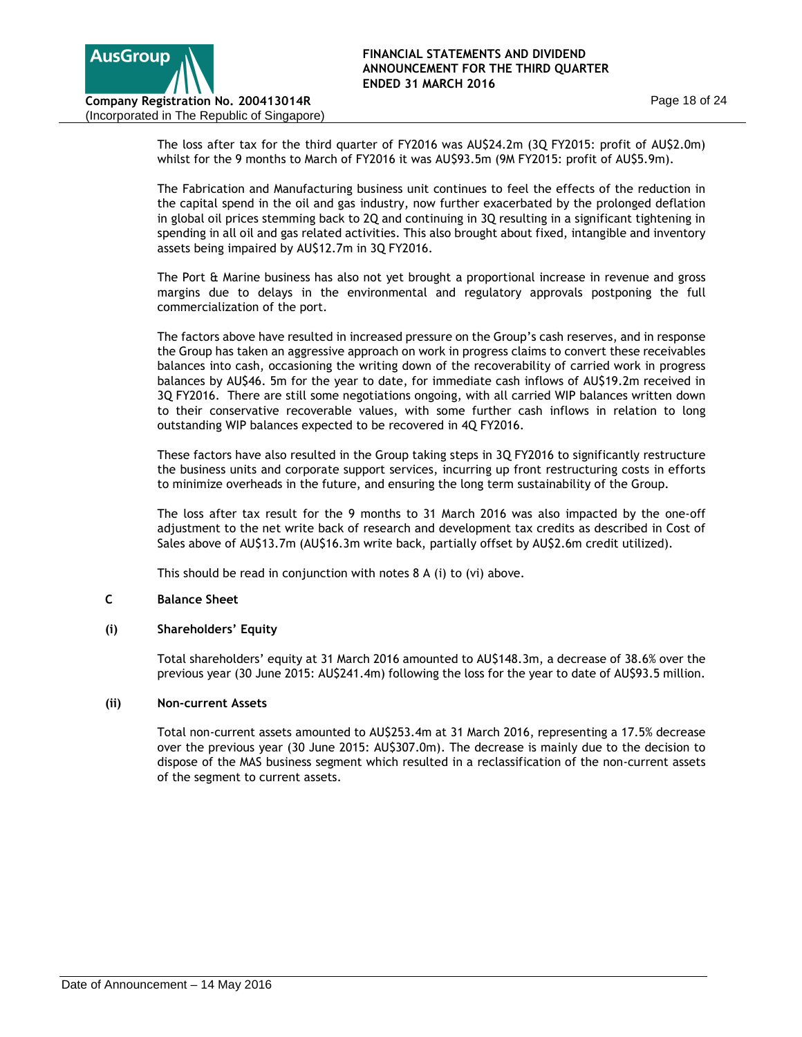The loss after tax for the third quarter of FY2016 was AU$24.2m (3Q FY2015: profit of AU$2.0m) whilst for the 9 months to March of FY2016 it was AU$93.5m (9M FY2015: profit of AU$5.9m).

The Fabrication and Manufacturing business unit continues to feel the effects of the reduction in the capital spend in the oil and gas industry, now further exacerbated by the prolonged deflation in global oil prices stemming back to 2Q and continuing in 3Q resulting in a significant tightening in spending in all oil and gas related activities. This also brought about fixed, intangible and inventory assets being impaired by AU$12.7m in 3Q FY2016.

The Port & Marine business has also not yet brought a proportional increase in revenue and gross margins due to delays in the environmental and regulatory approvals postponing the full commercialization of the port.

The factors above have resulted in increased pressure on the Group's cash reserves, and in response the Group has taken an aggressive approach on work in progress claims to convert these receivables balances into cash, occasioning the writing down of the recoverability of carried work in progress balances by AU$46. 5m for the year to date, for immediate cash inflows of AU$19.2m received in 3Q FY2016. There are still some negotiations ongoing, with all carried WIP balances written down to their conservative recoverable values, with some further cash inflows in relation to long outstanding WIP balances expected to be recovered in 4Q FY2016.

These factors have also resulted in the Group taking steps in 3Q FY2016 to significantly restructure the business units and corporate support services, incurring up front restructuring costs in efforts to minimize overheads in the future, and ensuring the long term sustainability of the Group.

The loss after tax result for the 9 months to 31 March 2016 was also impacted by the one-off adjustment to the net write back of research and development tax credits as described in Cost of Sales above of AU$13.7m (AU$16.3m write back, partially offset by AU$2.6m credit utilized).

This should be read in conjunction with notes 8 A (i) to (vi) above.

**C Balance Sheet**

**(i) Shareholders' Equity**

Total shareholders' equity at 31 March 2016 amounted to AU$148.3m, a decrease of 38.6% over the previous year (30 June 2015: AU$241.4m) following the loss for the year to date of AU$93.5 million.

**(ii) Non-current Assets**

Total non-current assets amounted to AU$253.4m at 31 March 2016, representing a 17.5% decrease over the previous year (30 June 2015: AU$307.0m). The decrease is mainly due to the decision to dispose of the MAS business segment which resulted in a reclassification of the non-current assets of the segment to current assets.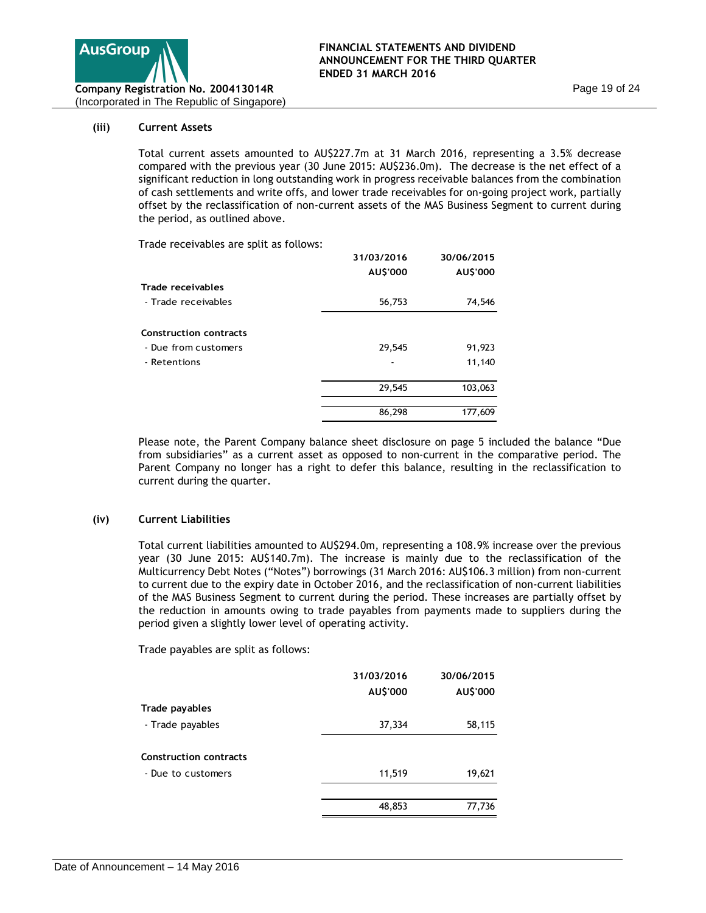### (iii) Current Assets

Total current assets amounted to AU$227.7m at 31 March 2016, representing a 3.5% decrease compared with the previous year (30 June 2015: AU$236.0m). The decrease is the net effect of a significant reduction in long outstanding work in progress receivable balances from the combination of cash settlements and write offs, and lower trade receivables for on-going project work, partially offset by the reclassification of non-current assets of the MAS Business Segment to current during the period, as outlined above.

Trade receivables are split as follows:

| | 31/03/2016 AU$'000 | 30/06/2015 AU$'000 |
|---|---|---|
| **Trade receivables** | | |
| - Trade receivables | 56,753 | 74,546 |
| **Construction contracts** | | |
| - Due from customers | 29,545 | 91,923 |
| - Retentions | - | 11,140 |
| | 29,545 | 103,063 |
| | 86,298 | 177,609 |

Please note, the Parent Company balance sheet disclosure on page 5 included the balance "Due from subsidiaries" as a current asset as opposed to non-current in the comparative period. The Parent Company no longer has a right to defer this balance, resulting in the reclassification to current during the quarter.

### (iv) Current Liabilities

Total current liabilities amounted to AU$294.0m, representing a 108.9% increase over the previous year (30 June 2015: AU$140.7m). The increase is mainly due to the reclassification of the Multicurrency Debt Notes ("Notes") borrowings (31 March 2016: AU$106.3 million) from non-current to current due to the expiry date in October 2016, and the reclassification of non-current liabilities of the MAS Business Segment to current during the period. These increases are partially offset by the reduction in amounts owing to trade payables from payments made to suppliers during the period given a slightly lower level of operating activity.

Trade payables are split as follows:

| | 31/03/2016 AU$'000 | 30/06/2015 AU$'000 |
|---|---|---|
| **Trade payables** | | |
| - Trade payables | 37,334 | 58,115 |
| **Construction contracts** | | |
| - Due to customers | 11,519 | 19,621 |
| | 48,853 | 77,736 |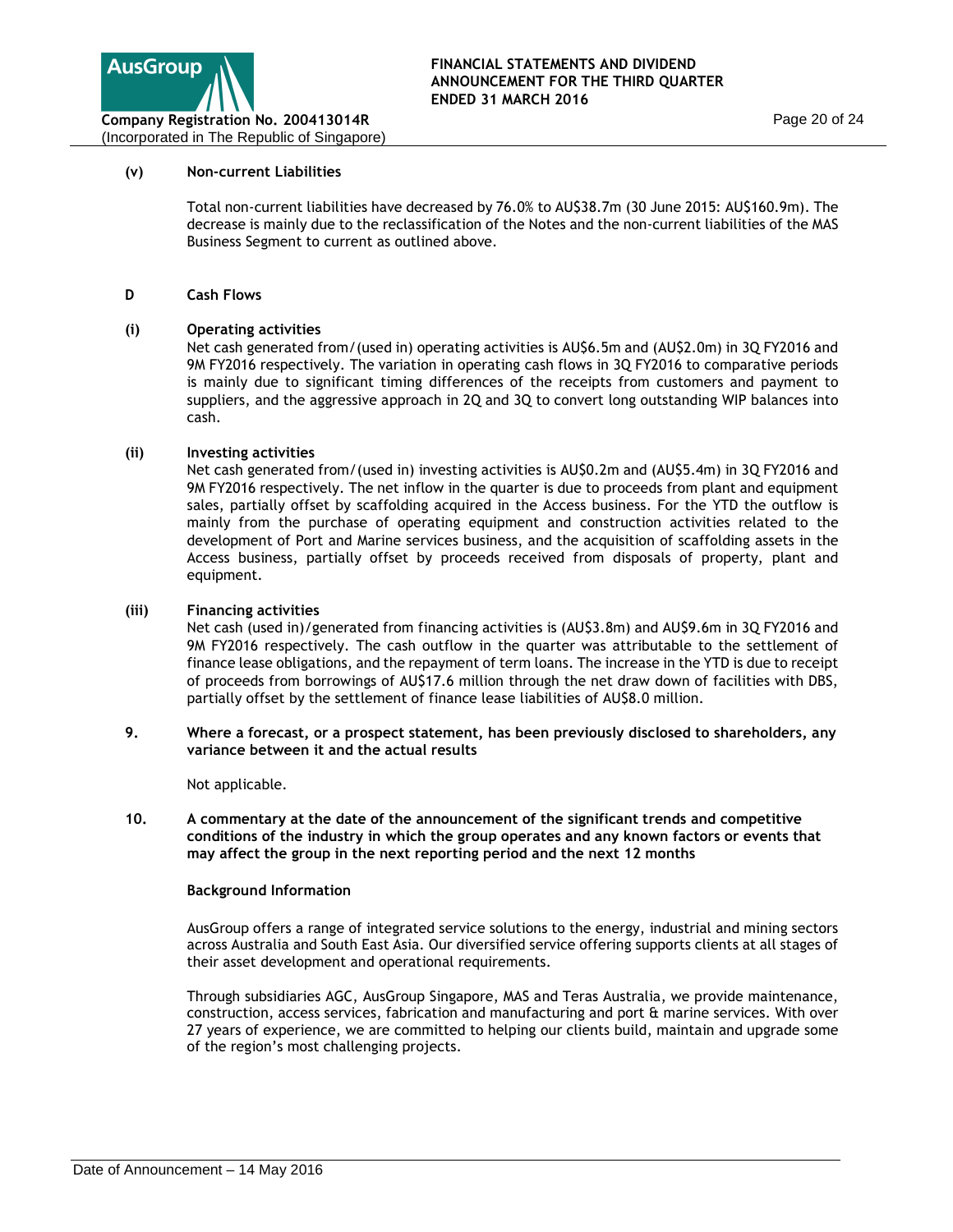**(v) Non-current Liabilities**

Total non-current liabilities have decreased by 76.0% to AU$38.7m (30 June 2015: AU$160.9m). The decrease is mainly due to the reclassification of the Notes and the non-current liabilities of the MAS Business Segment to current as outlined above.

**D Cash Flows**

**(i) Operating activities**

Net cash generated from/(used in) operating activities is AU$6.5m and (AU$2.0m) in 3Q FY2016 and 9M FY2016 respectively. The variation in operating cash flows in 3Q FY2016 to comparative periods is mainly due to significant timing differences of the receipts from customers and payment to suppliers, and the aggressive approach in 2Q and 3Q to convert long outstanding WIP balances into cash.

**(ii) Investing activities**

Net cash generated from/(used in) investing activities is AU$0.2m and (AU$5.4m) in 3Q FY2016 and 9M FY2016 respectively. The net inflow in the quarter is due to proceeds from plant and equipment sales, partially offset by scaffolding acquired in the Access business. For the YTD the outflow is mainly from the purchase of operating equipment and construction activities related to the development of Port and Marine services business, and the acquisition of scaffolding assets in the Access business, partially offset by proceeds received from disposals of property, plant and equipment.

**(iii) Financing activities**

Net cash (used in)/generated from financing activities is (AU$3.8m) and AU$9.6m in 3Q FY2016 and 9M FY2016 respectively. The cash outflow in the quarter was attributable to the settlement of finance lease obligations, and the repayment of term loans. The increase in the YTD is due to receipt of proceeds from borrowings of AU$17.6 million through the net draw down of facilities with DBS, partially offset by the settlement of finance lease liabilities of AU$8.0 million.

**9. Where a forecast, or a prospect statement, has been previously disclosed to shareholders, any variance between it and the actual results**

Not applicable.

**10. A commentary at the date of the announcement of the significant trends and competitive conditions of the industry in which the group operates and any known factors or events that may affect the group in the next reporting period and the next 12 months**

**Background Information**

AusGroup offers a range of integrated service solutions to the energy, industrial and mining sectors across Australia and South East Asia. Our diversified service offering supports clients at all stages of their asset development and operational requirements.

Through subsidiaries AGC, AusGroup Singapore, MAS and Teras Australia, we provide maintenance, construction, access services, fabrication and manufacturing and port & marine services. With over 27 years of experience, we are committed to helping our clients build, maintain and upgrade some of the region's most challenging projects.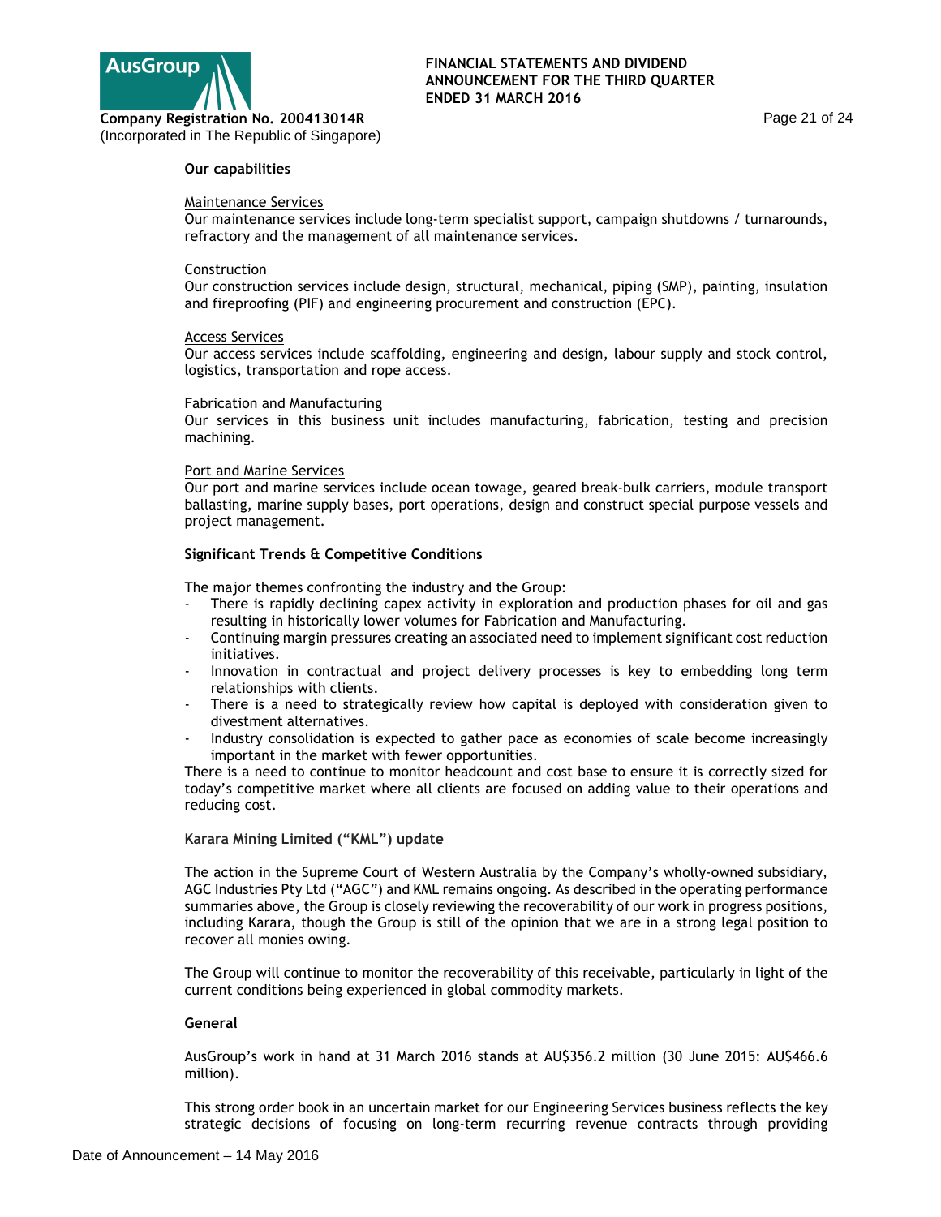**Our capabilities**

Maintenance Services
Our maintenance services include long-term specialist support, campaign shutdowns / turnarounds, refractory and the management of all maintenance services.

Construction
Our construction services include design, structural, mechanical, piping (SMP), painting, insulation and fireproofing (PIF) and engineering procurement and construction (EPC).

Access Services
Our access services include scaffolding, engineering and design, labour supply and stock control, logistics, transportation and rope access.

Fabrication and Manufacturing
Our services in this business unit includes manufacturing, fabrication, testing and precision machining.

Port and Marine Services
Our port and marine services include ocean towage, geared break-bulk carriers, module transport ballasting, marine supply bases, port operations, design and construct special purpose vessels and project management.

**Significant Trends & Competitive Conditions**

The major themes confronting the industry and the Group:

- There is rapidly declining capex activity in exploration and production phases for oil and gas resulting in historically lower volumes for Fabrication and Manufacturing.
- Continuing margin pressures creating an associated need to implement significant cost reduction initiatives.
- Innovation in contractual and project delivery processes is key to embedding long term relationships with clients.
- There is a need to strategically review how capital is deployed with consideration given to divestment alternatives.
- Industry consolidation is expected to gather pace as economies of scale become increasingly important in the market with fewer opportunities.

There is a need to continue to monitor headcount and cost base to ensure it is correctly sized for today's competitive market where all clients are focused on adding value to their operations and reducing cost.

**Karara Mining Limited ("KML") update**

The action in the Supreme Court of Western Australia by the Company's wholly-owned subsidiary, AGC Industries Pty Ltd ("AGC") and KML remains ongoing. As described in the operating performance summaries above, the Group is closely reviewing the recoverability of our work in progress positions, including Karara, though the Group is still of the opinion that we are in a strong legal position to recover all monies owing.

The Group will continue to monitor the recoverability of this receivable, particularly in light of the current conditions being experienced in global commodity markets.

**General**

AusGroup's work in hand at 31 March 2016 stands at AU$356.2 million (30 June 2015: AU$466.6 million).

This strong order book in an uncertain market for our Engineering Services business reflects the key strategic decisions of focusing on long-term recurring revenue contracts through providing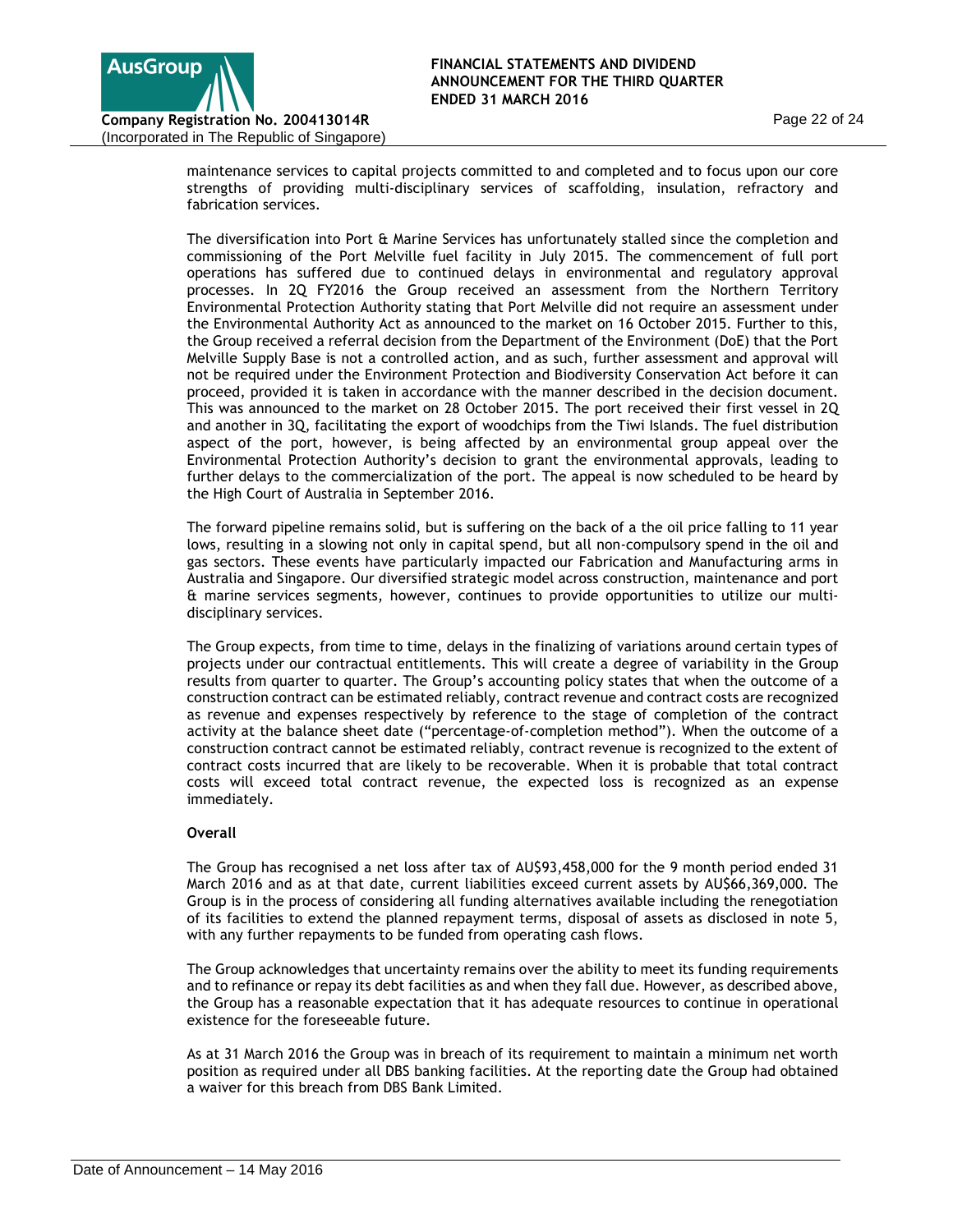maintenance services to capital projects committed to and completed and to focus upon our core strengths of providing multi-disciplinary services of scaffolding, insulation, refractory and fabrication services.

The diversification into Port & Marine Services has unfortunately stalled since the completion and commissioning of the Port Melville fuel facility in July 2015. The commencement of full port operations has suffered due to continued delays in environmental and regulatory approval processes. In 2Q FY2016 the Group received an assessment from the Northern Territory Environmental Protection Authority stating that Port Melville did not require an assessment under the Environmental Authority Act as announced to the market on 16 October 2015. Further to this, the Group received a referral decision from the Department of the Environment (DoE) that the Port Melville Supply Base is not a controlled action, and as such, further assessment and approval will not be required under the Environment Protection and Biodiversity Conservation Act before it can proceed, provided it is taken in accordance with the manner described in the decision document. This was announced to the market on 28 October 2015. The port received their first vessel in 2Q and another in 3Q, facilitating the export of woodchips from the Tiwi Islands. The fuel distribution aspect of the port, however, is being affected by an environmental group appeal over the Environmental Protection Authority's decision to grant the environmental approvals, leading to further delays to the commercialization of the port. The appeal is now scheduled to be heard by the High Court of Australia in September 2016.

The forward pipeline remains solid, but is suffering on the back of a the oil price falling to 11 year lows, resulting in a slowing not only in capital spend, but all non-compulsory spend in the oil and gas sectors. These events have particularly impacted our Fabrication and Manufacturing arms in Australia and Singapore. Our diversified strategic model across construction, maintenance and port & marine services segments, however, continues to provide opportunities to utilize our multi-disciplinary services.

The Group expects, from time to time, delays in the finalizing of variations around certain types of projects under our contractual entitlements. This will create a degree of variability in the Group results from quarter to quarter. The Group's accounting policy states that when the outcome of a construction contract can be estimated reliably, contract revenue and contract costs are recognized as revenue and expenses respectively by reference to the stage of completion of the contract activity at the balance sheet date ("percentage-of-completion method"). When the outcome of a construction contract cannot be estimated reliably, contract revenue is recognized to the extent of contract costs incurred that are likely to be recoverable. When it is probable that total contract costs will exceed total contract revenue, the expected loss is recognized as an expense immediately.

**Overall**

The Group has recognised a net loss after tax of AU$93,458,000 for the 9 month period ended 31 March 2016 and as at that date, current liabilities exceed current assets by AU$66,369,000. The Group is in the process of considering all funding alternatives available including the renegotiation of its facilities to extend the planned repayment terms, disposal of assets as disclosed in note 5, with any further repayments to be funded from operating cash flows.

The Group acknowledges that uncertainty remains over the ability to meet its funding requirements and to refinance or repay its debt facilities as and when they fall due. However, as described above, the Group has a reasonable expectation that it has adequate resources to continue in operational existence for the foreseeable future.

As at 31 March 2016 the Group was in breach of its requirement to maintain a minimum net worth position as required under all DBS banking facilities. At the reporting date the Group had obtained a waiver for this breach from DBS Bank Limited.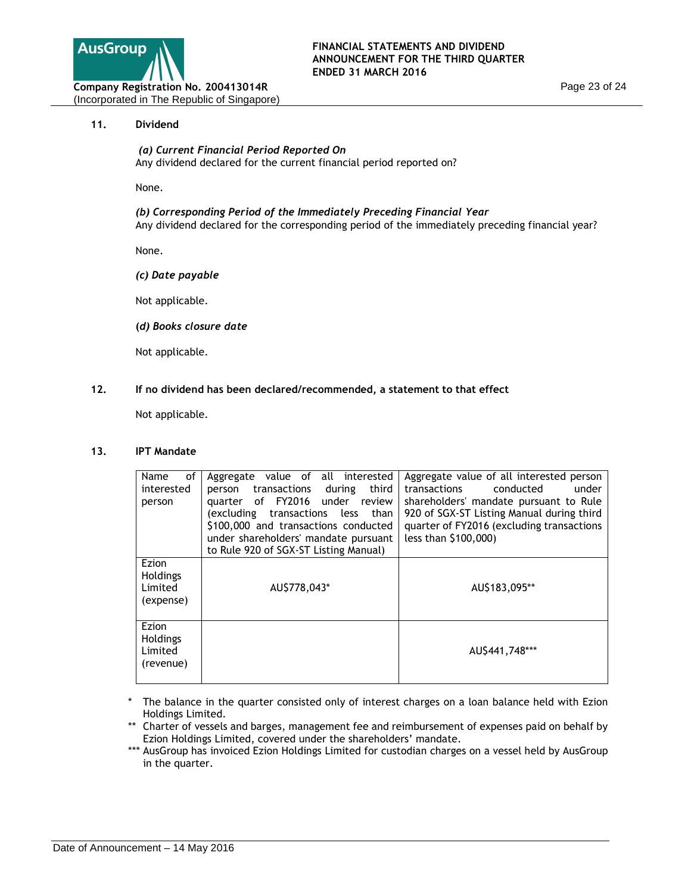**11. Dividend**

*(a) Current Financial Period Reported On*
Any dividend declared for the current financial period reported on?

None.

*(b) Corresponding Period of the Immediately Preceding Financial Year*
Any dividend declared for the corresponding period of the immediately preceding financial year?

None.

*(c) Date payable*

Not applicable.

*(d) Books closure date*

Not applicable.

**12. If no dividend has been declared/recommended, a statement to that effect**

Not applicable.

**13. IPT Mandate**

| Name of interested person | Aggregate value of all interested person transactions during third quarter of FY2016 under review (excluding transactions less than $100,000 and transactions conducted under shareholders' mandate pursuant to Rule 920 of SGX-ST Listing Manual) | Aggregate value of all interested person transactions conducted under shareholders' mandate pursuant to Rule 920 of SGX-ST Listing Manual during third quarter of FY2016 (excluding transactions less than $100,000) |
|---|---|---|
| Ezion Holdings Limited (expense) | AU$778,043* | AU$183,095** |
| Ezion Holdings Limited (revenue) | | AU$441,748*** |

\* The balance in the quarter consisted only of interest charges on a loan balance held with Ezion Holdings Limited.

** Charter of vessels and barges, management fee and reimbursement of expenses paid on behalf by Ezion Holdings Limited, covered under the shareholders' mandate.

*** AusGroup has invoiced Ezion Holdings Limited for custodian charges on a vessel held by AusGroup in the quarter.

Date of Announcement – 14 May 2016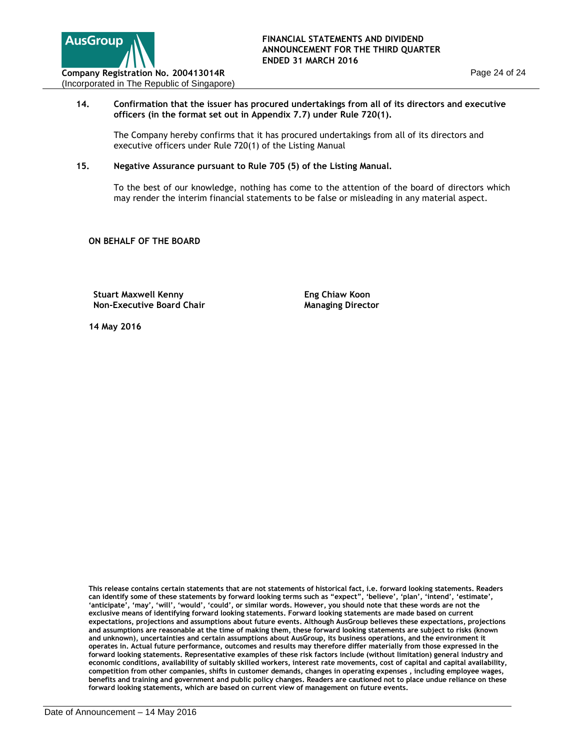**14. Confirmation that the issuer has procured undertakings from all of its directors and executive officers (in the format set out in Appendix 7.7) under Rule 720(1).**

The Company hereby confirms that it has procured undertakings from all of its directors and executive officers under Rule 720(1) of the Listing Manual

**15. Negative Assurance pursuant to Rule 705 (5) of the Listing Manual.**

To the best of our knowledge, nothing has come to the attention of the board of directors which may render the interim financial statements to be false or misleading in any material aspect.

**ON BEHALF OF THE BOARD**

**Stuart Maxwell Kenny**
**Non-Executive Board Chair**

**Eng Chiaw Koon**
**Managing Director**

**14 May 2016**

**This release contains certain statements that are not statements of historical fact, i.e. forward looking statements. Readers can identify some of these statements by forward looking terms such as "expect", 'believe', 'plan', 'intend', 'estimate', 'anticipate', 'may', 'will', 'would', 'could', or similar words. However, you should note that these words are not the exclusive means of identifying forward looking statements. Forward looking statements are made based on current expectations, projections and assumptions about future events. Although AusGroup believes these expectations, projections and assumptions are reasonable at the time of making them, these forward looking statements are subject to risks (known and unknown), uncertainties and certain assumptions about AusGroup, its business operations, and the environment it operates in. Actual future performance, outcomes and results may therefore differ materially from those expressed in the forward looking statements. Representative examples of these risk factors include (without limitation) general industry and economic conditions, availability of suitably skilled workers, interest rate movements, cost of capital and capital availability, competition from other companies, shifts in customer demands, changes in operating expenses , including employee wages, benefits and training and government and public policy changes. Readers are cautioned not to place undue reliance on these forward looking statements, which are based on current view of management on future events.**